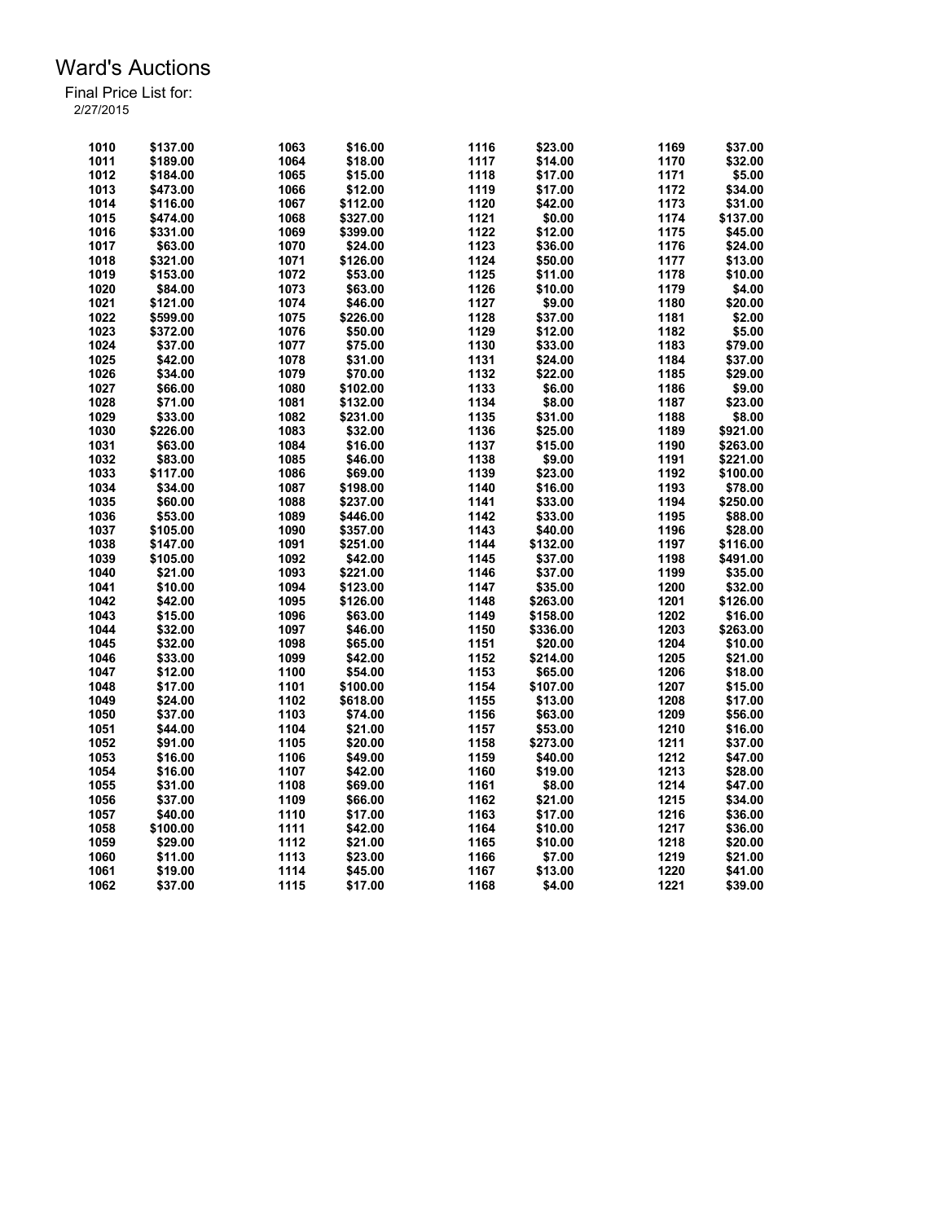# Ward's Auctions

Final Price List for:
2/27/2015

| Lot | Price | Lot | Price | Lot | Price | Lot | Price |
|---|---|---|---|---|---|---|---|
| 1010 | $137.00 | 1063 | $16.00 | 1116 | $23.00 | 1169 | $37.00 |
| 1011 | $189.00 | 1064 | $18.00 | 1117 | $14.00 | 1170 | $32.00 |
| 1012 | $184.00 | 1065 | $15.00 | 1118 | $17.00 | 1171 | $5.00 |
| 1013 | $473.00 | 1066 | $12.00 | 1119 | $17.00 | 1172 | $34.00 |
| 1014 | $116.00 | 1067 | $112.00 | 1120 | $42.00 | 1173 | $31.00 |
| 1015 | $474.00 | 1068 | $327.00 | 1121 | $0.00 | 1174 | $137.00 |
| 1016 | $331.00 | 1069 | $399.00 | 1122 | $12.00 | 1175 | $45.00 |
| 1017 | $63.00 | 1070 | $24.00 | 1123 | $36.00 | 1176 | $24.00 |
| 1018 | $321.00 | 1071 | $126.00 | 1124 | $50.00 | 1177 | $13.00 |
| 1019 | $153.00 | 1072 | $53.00 | 1125 | $11.00 | 1178 | $10.00 |
| 1020 | $84.00 | 1073 | $63.00 | 1126 | $10.00 | 1179 | $4.00 |
| 1021 | $121.00 | 1074 | $46.00 | 1127 | $9.00 | 1180 | $20.00 |
| 1022 | $599.00 | 1075 | $226.00 | 1128 | $37.00 | 1181 | $2.00 |
| 1023 | $372.00 | 1076 | $50.00 | 1129 | $12.00 | 1182 | $5.00 |
| 1024 | $37.00 | 1077 | $75.00 | 1130 | $33.00 | 1183 | $79.00 |
| 1025 | $42.00 | 1078 | $31.00 | 1131 | $24.00 | 1184 | $37.00 |
| 1026 | $34.00 | 1079 | $70.00 | 1132 | $22.00 | 1185 | $29.00 |
| 1027 | $66.00 | 1080 | $102.00 | 1133 | $6.00 | 1186 | $9.00 |
| 1028 | $71.00 | 1081 | $132.00 | 1134 | $8.00 | 1187 | $23.00 |
| 1029 | $33.00 | 1082 | $231.00 | 1135 | $31.00 | 1188 | $8.00 |
| 1030 | $226.00 | 1083 | $32.00 | 1136 | $25.00 | 1189 | $921.00 |
| 1031 | $63.00 | 1084 | $16.00 | 1137 | $15.00 | 1190 | $263.00 |
| 1032 | $83.00 | 1085 | $46.00 | 1138 | $9.00 | 1191 | $221.00 |
| 1033 | $117.00 | 1086 | $69.00 | 1139 | $23.00 | 1192 | $100.00 |
| 1034 | $34.00 | 1087 | $198.00 | 1140 | $16.00 | 1193 | $78.00 |
| 1035 | $60.00 | 1088 | $237.00 | 1141 | $33.00 | 1194 | $250.00 |
| 1036 | $53.00 | 1089 | $446.00 | 1142 | $33.00 | 1195 | $88.00 |
| 1037 | $105.00 | 1090 | $357.00 | 1143 | $40.00 | 1196 | $28.00 |
| 1038 | $147.00 | 1091 | $251.00 | 1144 | $132.00 | 1197 | $116.00 |
| 1039 | $105.00 | 1092 | $42.00 | 1145 | $37.00 | 1198 | $491.00 |
| 1040 | $21.00 | 1093 | $221.00 | 1146 | $37.00 | 1199 | $35.00 |
| 1041 | $10.00 | 1094 | $123.00 | 1147 | $35.00 | 1200 | $32.00 |
| 1042 | $42.00 | 1095 | $126.00 | 1148 | $263.00 | 1201 | $126.00 |
| 1043 | $15.00 | 1096 | $63.00 | 1149 | $158.00 | 1202 | $16.00 |
| 1044 | $32.00 | 1097 | $46.00 | 1150 | $336.00 | 1203 | $263.00 |
| 1045 | $32.00 | 1098 | $65.00 | 1151 | $20.00 | 1204 | $10.00 |
| 1046 | $33.00 | 1099 | $42.00 | 1152 | $214.00 | 1205 | $21.00 |
| 1047 | $12.00 | 1100 | $54.00 | 1153 | $65.00 | 1206 | $18.00 |
| 1048 | $17.00 | 1101 | $100.00 | 1154 | $107.00 | 1207 | $15.00 |
| 1049 | $24.00 | 1102 | $618.00 | 1155 | $13.00 | 1208 | $17.00 |
| 1050 | $37.00 | 1103 | $74.00 | 1156 | $63.00 | 1209 | $56.00 |
| 1051 | $44.00 | 1104 | $21.00 | 1157 | $53.00 | 1210 | $16.00 |
| 1052 | $91.00 | 1105 | $20.00 | 1158 | $273.00 | 1211 | $37.00 |
| 1053 | $16.00 | 1106 | $49.00 | 1159 | $40.00 | 1212 | $47.00 |
| 1054 | $16.00 | 1107 | $42.00 | 1160 | $19.00 | 1213 | $28.00 |
| 1055 | $31.00 | 1108 | $69.00 | 1161 | $8.00 | 1214 | $47.00 |
| 1056 | $37.00 | 1109 | $66.00 | 1162 | $21.00 | 1215 | $34.00 |
| 1057 | $40.00 | 1110 | $17.00 | 1163 | $17.00 | 1216 | $36.00 |
| 1058 | $100.00 | 1111 | $42.00 | 1164 | $10.00 | 1217 | $36.00 |
| 1059 | $29.00 | 1112 | $21.00 | 1165 | $10.00 | 1218 | $20.00 |
| 1060 | $11.00 | 1113 | $23.00 | 1166 | $7.00 | 1219 | $21.00 |
| 1061 | $19.00 | 1114 | $45.00 | 1167 | $13.00 | 1220 | $41.00 |
| 1062 | $37.00 | 1115 | $17.00 | 1168 | $4.00 | 1221 | $39.00 |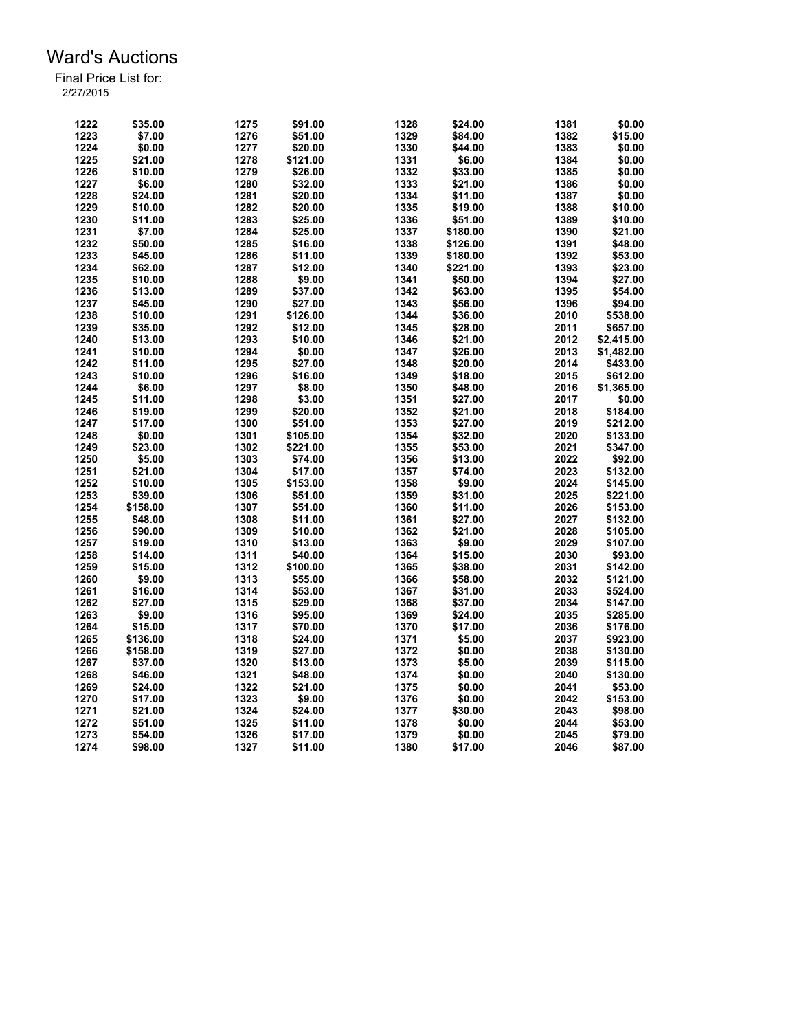# Ward's Auctions

Final Price List for:
2/27/2015

| Lot | Price | Lot | Price | Lot | Price | Lot | Price |
|---|---|---|---|---|---|---|---|
| 1222 | $35.00 | 1275 | $91.00 | 1328 | $24.00 | 1381 | $0.00 |
| 1223 | $7.00 | 1276 | $51.00 | 1329 | $84.00 | 1382 | $15.00 |
| 1224 | $0.00 | 1277 | $20.00 | 1330 | $44.00 | 1383 | $0.00 |
| 1225 | $21.00 | 1278 | $121.00 | 1331 | $6.00 | 1384 | $0.00 |
| 1226 | $10.00 | 1279 | $26.00 | 1332 | $33.00 | 1385 | $0.00 |
| 1227 | $6.00 | 1280 | $32.00 | 1333 | $21.00 | 1386 | $0.00 |
| 1228 | $24.00 | 1281 | $20.00 | 1334 | $11.00 | 1387 | $0.00 |
| 1229 | $10.00 | 1282 | $20.00 | 1335 | $19.00 | 1388 | $10.00 |
| 1230 | $11.00 | 1283 | $25.00 | 1336 | $51.00 | 1389 | $10.00 |
| 1231 | $7.00 | 1284 | $25.00 | 1337 | $180.00 | 1390 | $21.00 |
| 1232 | $50.00 | 1285 | $16.00 | 1338 | $126.00 | 1391 | $48.00 |
| 1233 | $45.00 | 1286 | $11.00 | 1339 | $180.00 | 1392 | $53.00 |
| 1234 | $62.00 | 1287 | $12.00 | 1340 | $221.00 | 1393 | $23.00 |
| 1235 | $10.00 | 1288 | $9.00 | 1341 | $50.00 | 1394 | $27.00 |
| 1236 | $13.00 | 1289 | $37.00 | 1342 | $63.00 | 1395 | $54.00 |
| 1237 | $45.00 | 1290 | $27.00 | 1343 | $56.00 | 1396 | $94.00 |
| 1238 | $10.00 | 1291 | $126.00 | 1344 | $36.00 | 2010 | $538.00 |
| 1239 | $35.00 | 1292 | $12.00 | 1345 | $28.00 | 2011 | $657.00 |
| 1240 | $13.00 | 1293 | $10.00 | 1346 | $21.00 | 2012 | $2,415.00 |
| 1241 | $10.00 | 1294 | $0.00 | 1347 | $26.00 | 2013 | $1,482.00 |
| 1242 | $11.00 | 1295 | $27.00 | 1348 | $20.00 | 2014 | $433.00 |
| 1243 | $10.00 | 1296 | $16.00 | 1349 | $18.00 | 2015 | $612.00 |
| 1244 | $6.00 | 1297 | $8.00 | 1350 | $48.00 | 2016 | $1,365.00 |
| 1245 | $11.00 | 1298 | $3.00 | 1351 | $27.00 | 2017 | $0.00 |
| 1246 | $19.00 | 1299 | $20.00 | 1352 | $21.00 | 2018 | $184.00 |
| 1247 | $17.00 | 1300 | $51.00 | 1353 | $27.00 | 2019 | $212.00 |
| 1248 | $0.00 | 1301 | $105.00 | 1354 | $32.00 | 2020 | $133.00 |
| 1249 | $23.00 | 1302 | $221.00 | 1355 | $53.00 | 2021 | $347.00 |
| 1250 | $5.00 | 1303 | $74.00 | 1356 | $13.00 | 2022 | $92.00 |
| 1251 | $21.00 | 1304 | $17.00 | 1357 | $74.00 | 2023 | $132.00 |
| 1252 | $10.00 | 1305 | $153.00 | 1358 | $9.00 | 2024 | $145.00 |
| 1253 | $39.00 | 1306 | $51.00 | 1359 | $31.00 | 2025 | $221.00 |
| 1254 | $158.00 | 1307 | $51.00 | 1360 | $11.00 | 2026 | $153.00 |
| 1255 | $48.00 | 1308 | $11.00 | 1361 | $27.00 | 2027 | $132.00 |
| 1256 | $90.00 | 1309 | $10.00 | 1362 | $21.00 | 2028 | $105.00 |
| 1257 | $19.00 | 1310 | $13.00 | 1363 | $9.00 | 2029 | $107.00 |
| 1258 | $14.00 | 1311 | $40.00 | 1364 | $15.00 | 2030 | $93.00 |
| 1259 | $15.00 | 1312 | $100.00 | 1365 | $38.00 | 2031 | $142.00 |
| 1260 | $9.00 | 1313 | $55.00 | 1366 | $58.00 | 2032 | $121.00 |
| 1261 | $16.00 | 1314 | $53.00 | 1367 | $31.00 | 2033 | $524.00 |
| 1262 | $27.00 | 1315 | $29.00 | 1368 | $37.00 | 2034 | $147.00 |
| 1263 | $9.00 | 1316 | $95.00 | 1369 | $24.00 | 2035 | $285.00 |
| 1264 | $15.00 | 1317 | $70.00 | 1370 | $17.00 | 2036 | $176.00 |
| 1265 | $136.00 | 1318 | $24.00 | 1371 | $5.00 | 2037 | $923.00 |
| 1266 | $158.00 | 1319 | $27.00 | 1372 | $0.00 | 2038 | $130.00 |
| 1267 | $37.00 | 1320 | $13.00 | 1373 | $5.00 | 2039 | $115.00 |
| 1268 | $46.00 | 1321 | $48.00 | 1374 | $0.00 | 2040 | $130.00 |
| 1269 | $24.00 | 1322 | $21.00 | 1375 | $0.00 | 2041 | $53.00 |
| 1270 | $17.00 | 1323 | $9.00 | 1376 | $0.00 | 2042 | $153.00 |
| 1271 | $21.00 | 1324 | $24.00 | 1377 | $30.00 | 2043 | $98.00 |
| 1272 | $51.00 | 1325 | $11.00 | 1378 | $0.00 | 2044 | $53.00 |
| 1273 | $54.00 | 1326 | $17.00 | 1379 | $0.00 | 2045 | $79.00 |
| 1274 | $98.00 | 1327 | $11.00 | 1380 | $17.00 | 2046 | $87.00 |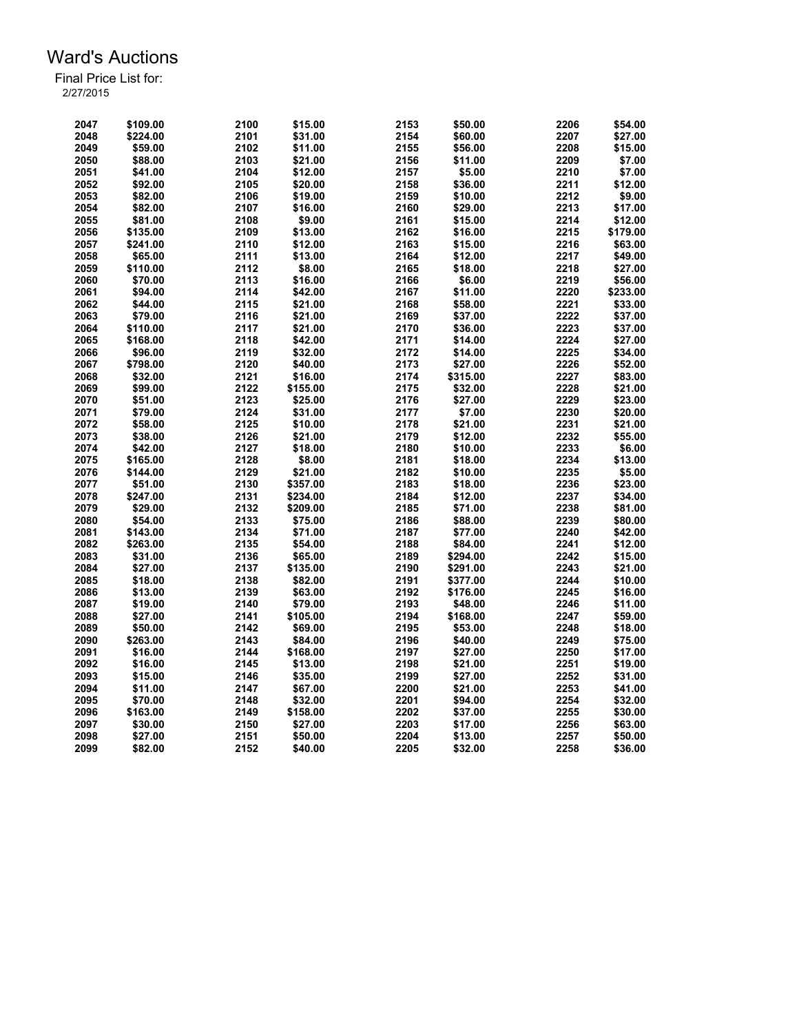# Ward's Auctions

Final Price List for:
2/27/2015

| Lot | Price | Lot | Price | Lot | Price | Lot | Price |
|---|---|---|---|---|---|---|---|
| 2047 | $109.00 | 2100 | $15.00 | 2153 | $50.00 | 2206 | $54.00 |
| 2048 | $224.00 | 2101 | $31.00 | 2154 | $60.00 | 2207 | $27.00 |
| 2049 | $59.00 | 2102 | $11.00 | 2155 | $56.00 | 2208 | $15.00 |
| 2050 | $88.00 | 2103 | $21.00 | 2156 | $11.00 | 2209 | $7.00 |
| 2051 | $41.00 | 2104 | $12.00 | 2157 | $5.00 | 2210 | $7.00 |
| 2052 | $92.00 | 2105 | $20.00 | 2158 | $36.00 | 2211 | $12.00 |
| 2053 | $82.00 | 2106 | $19.00 | 2159 | $10.00 | 2212 | $9.00 |
| 2054 | $82.00 | 2107 | $16.00 | 2160 | $29.00 | 2213 | $17.00 |
| 2055 | $81.00 | 2108 | $9.00 | 2161 | $15.00 | 2214 | $12.00 |
| 2056 | $135.00 | 2109 | $13.00 | 2162 | $16.00 | 2215 | $179.00 |
| 2057 | $241.00 | 2110 | $12.00 | 2163 | $15.00 | 2216 | $63.00 |
| 2058 | $65.00 | 2111 | $13.00 | 2164 | $12.00 | 2217 | $49.00 |
| 2059 | $110.00 | 2112 | $8.00 | 2165 | $18.00 | 2218 | $27.00 |
| 2060 | $70.00 | 2113 | $16.00 | 2166 | $6.00 | 2219 | $56.00 |
| 2061 | $94.00 | 2114 | $42.00 | 2167 | $11.00 | 2220 | $233.00 |
| 2062 | $44.00 | 2115 | $21.00 | 2168 | $58.00 | 2221 | $33.00 |
| 2063 | $79.00 | 2116 | $21.00 | 2169 | $37.00 | 2222 | $37.00 |
| 2064 | $110.00 | 2117 | $21.00 | 2170 | $36.00 | 2223 | $37.00 |
| 2065 | $168.00 | 2118 | $42.00 | 2171 | $14.00 | 2224 | $27.00 |
| 2066 | $96.00 | 2119 | $32.00 | 2172 | $14.00 | 2225 | $34.00 |
| 2067 | $798.00 | 2120 | $40.00 | 2173 | $27.00 | 2226 | $52.00 |
| 2068 | $32.00 | 2121 | $16.00 | 2174 | $315.00 | 2227 | $83.00 |
| 2069 | $99.00 | 2122 | $155.00 | 2175 | $32.00 | 2228 | $21.00 |
| 2070 | $51.00 | 2123 | $25.00 | 2176 | $27.00 | 2229 | $23.00 |
| 2071 | $79.00 | 2124 | $31.00 | 2177 | $7.00 | 2230 | $20.00 |
| 2072 | $58.00 | 2125 | $10.00 | 2178 | $21.00 | 2231 | $21.00 |
| 2073 | $38.00 | 2126 | $21.00 | 2179 | $12.00 | 2232 | $55.00 |
| 2074 | $42.00 | 2127 | $18.00 | 2180 | $10.00 | 2233 | $6.00 |
| 2075 | $165.00 | 2128 | $8.00 | 2181 | $18.00 | 2234 | $13.00 |
| 2076 | $144.00 | 2129 | $21.00 | 2182 | $10.00 | 2235 | $5.00 |
| 2077 | $51.00 | 2130 | $357.00 | 2183 | $18.00 | 2236 | $23.00 |
| 2078 | $247.00 | 2131 | $234.00 | 2184 | $12.00 | 2237 | $34.00 |
| 2079 | $29.00 | 2132 | $209.00 | 2185 | $71.00 | 2238 | $81.00 |
| 2080 | $54.00 | 2133 | $75.00 | 2186 | $88.00 | 2239 | $80.00 |
| 2081 | $143.00 | 2134 | $71.00 | 2187 | $77.00 | 2240 | $42.00 |
| 2082 | $263.00 | 2135 | $54.00 | 2188 | $84.00 | 2241 | $12.00 |
| 2083 | $31.00 | 2136 | $65.00 | 2189 | $294.00 | 2242 | $15.00 |
| 2084 | $27.00 | 2137 | $135.00 | 2190 | $291.00 | 2243 | $21.00 |
| 2085 | $18.00 | 2138 | $82.00 | 2191 | $377.00 | 2244 | $10.00 |
| 2086 | $13.00 | 2139 | $63.00 | 2192 | $176.00 | 2245 | $16.00 |
| 2087 | $19.00 | 2140 | $79.00 | 2193 | $48.00 | 2246 | $11.00 |
| 2088 | $27.00 | 2141 | $105.00 | 2194 | $168.00 | 2247 | $59.00 |
| 2089 | $50.00 | 2142 | $69.00 | 2195 | $53.00 | 2248 | $18.00 |
| 2090 | $263.00 | 2143 | $84.00 | 2196 | $40.00 | 2249 | $75.00 |
| 2091 | $16.00 | 2144 | $168.00 | 2197 | $27.00 | 2250 | $17.00 |
| 2092 | $16.00 | 2145 | $13.00 | 2198 | $21.00 | 2251 | $19.00 |
| 2093 | $15.00 | 2146 | $35.00 | 2199 | $27.00 | 2252 | $31.00 |
| 2094 | $11.00 | 2147 | $67.00 | 2200 | $21.00 | 2253 | $41.00 |
| 2095 | $70.00 | 2148 | $32.00 | 2201 | $94.00 | 2254 | $32.00 |
| 2096 | $163.00 | 2149 | $158.00 | 2202 | $37.00 | 2255 | $30.00 |
| 2097 | $30.00 | 2150 | $27.00 | 2203 | $17.00 | 2256 | $63.00 |
| 2098 | $27.00 | 2151 | $50.00 | 2204 | $13.00 | 2257 | $50.00 |
| 2099 | $82.00 | 2152 | $40.00 | 2205 | $32.00 | 2258 | $36.00 |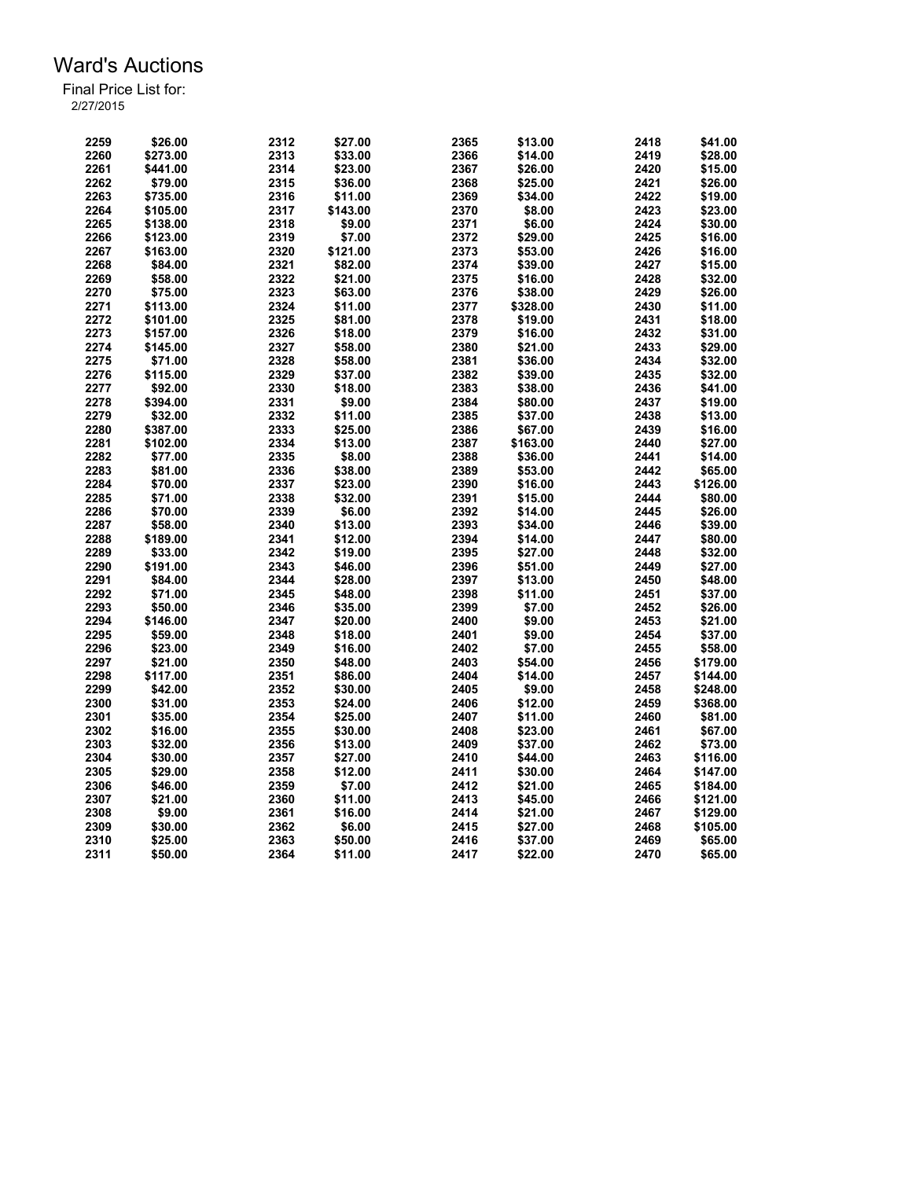# Ward's Auctions

Final Price List for:
2/27/2015

| Lot | Price | Lot | Price | Lot | Price | Lot | Price |
|---|---|---|---|---|---|---|---|
| 2259 | $26.00 | 2312 | $27.00 | 2365 | $13.00 | 2418 | $41.00 |
| 2260 | $273.00 | 2313 | $33.00 | 2366 | $14.00 | 2419 | $28.00 |
| 2261 | $441.00 | 2314 | $23.00 | 2367 | $26.00 | 2420 | $15.00 |
| 2262 | $79.00 | 2315 | $36.00 | 2368 | $25.00 | 2421 | $26.00 |
| 2263 | $735.00 | 2316 | $11.00 | 2369 | $34.00 | 2422 | $19.00 |
| 2264 | $105.00 | 2317 | $143.00 | 2370 | $8.00 | 2423 | $23.00 |
| 2265 | $138.00 | 2318 | $9.00 | 2371 | $6.00 | 2424 | $30.00 |
| 2266 | $123.00 | 2319 | $7.00 | 2372 | $29.00 | 2425 | $16.00 |
| 2267 | $163.00 | 2320 | $121.00 | 2373 | $53.00 | 2426 | $16.00 |
| 2268 | $84.00 | 2321 | $82.00 | 2374 | $39.00 | 2427 | $15.00 |
| 2269 | $58.00 | 2322 | $21.00 | 2375 | $16.00 | 2428 | $32.00 |
| 2270 | $75.00 | 2323 | $63.00 | 2376 | $38.00 | 2429 | $26.00 |
| 2271 | $113.00 | 2324 | $11.00 | 2377 | $328.00 | 2430 | $11.00 |
| 2272 | $101.00 | 2325 | $81.00 | 2378 | $19.00 | 2431 | $18.00 |
| 2273 | $157.00 | 2326 | $18.00 | 2379 | $16.00 | 2432 | $31.00 |
| 2274 | $145.00 | 2327 | $58.00 | 2380 | $21.00 | 2433 | $29.00 |
| 2275 | $71.00 | 2328 | $58.00 | 2381 | $36.00 | 2434 | $32.00 |
| 2276 | $115.00 | 2329 | $37.00 | 2382 | $39.00 | 2435 | $32.00 |
| 2277 | $92.00 | 2330 | $18.00 | 2383 | $38.00 | 2436 | $41.00 |
| 2278 | $394.00 | 2331 | $9.00 | 2384 | $80.00 | 2437 | $19.00 |
| 2279 | $32.00 | 2332 | $11.00 | 2385 | $37.00 | 2438 | $13.00 |
| 2280 | $387.00 | 2333 | $25.00 | 2386 | $67.00 | 2439 | $16.00 |
| 2281 | $102.00 | 2334 | $13.00 | 2387 | $163.00 | 2440 | $27.00 |
| 2282 | $77.00 | 2335 | $8.00 | 2388 | $36.00 | 2441 | $14.00 |
| 2283 | $81.00 | 2336 | $38.00 | 2389 | $53.00 | 2442 | $65.00 |
| 2284 | $70.00 | 2337 | $23.00 | 2390 | $16.00 | 2443 | $126.00 |
| 2285 | $71.00 | 2338 | $32.00 | 2391 | $15.00 | 2444 | $80.00 |
| 2286 | $70.00 | 2339 | $6.00 | 2392 | $14.00 | 2445 | $26.00 |
| 2287 | $58.00 | 2340 | $13.00 | 2393 | $34.00 | 2446 | $39.00 |
| 2288 | $189.00 | 2341 | $12.00 | 2394 | $14.00 | 2447 | $80.00 |
| 2289 | $33.00 | 2342 | $19.00 | 2395 | $27.00 | 2448 | $32.00 |
| 2290 | $191.00 | 2343 | $46.00 | 2396 | $51.00 | 2449 | $27.00 |
| 2291 | $84.00 | 2344 | $28.00 | 2397 | $13.00 | 2450 | $48.00 |
| 2292 | $71.00 | 2345 | $48.00 | 2398 | $11.00 | 2451 | $37.00 |
| 2293 | $50.00 | 2346 | $35.00 | 2399 | $7.00 | 2452 | $26.00 |
| 2294 | $146.00 | 2347 | $20.00 | 2400 | $9.00 | 2453 | $21.00 |
| 2295 | $59.00 | 2348 | $18.00 | 2401 | $9.00 | 2454 | $37.00 |
| 2296 | $23.00 | 2349 | $16.00 | 2402 | $7.00 | 2455 | $58.00 |
| 2297 | $21.00 | 2350 | $48.00 | 2403 | $54.00 | 2456 | $179.00 |
| 2298 | $117.00 | 2351 | $86.00 | 2404 | $14.00 | 2457 | $144.00 |
| 2299 | $42.00 | 2352 | $30.00 | 2405 | $9.00 | 2458 | $248.00 |
| 2300 | $31.00 | 2353 | $24.00 | 2406 | $12.00 | 2459 | $368.00 |
| 2301 | $35.00 | 2354 | $25.00 | 2407 | $11.00 | 2460 | $81.00 |
| 2302 | $16.00 | 2355 | $30.00 | 2408 | $23.00 | 2461 | $67.00 |
| 2303 | $32.00 | 2356 | $13.00 | 2409 | $37.00 | 2462 | $73.00 |
| 2304 | $30.00 | 2357 | $27.00 | 2410 | $44.00 | 2463 | $116.00 |
| 2305 | $29.00 | 2358 | $12.00 | 2411 | $30.00 | 2464 | $147.00 |
| 2306 | $46.00 | 2359 | $7.00 | 2412 | $21.00 | 2465 | $184.00 |
| 2307 | $21.00 | 2360 | $11.00 | 2413 | $45.00 | 2466 | $121.00 |
| 2308 | $9.00 | 2361 | $16.00 | 2414 | $21.00 | 2467 | $129.00 |
| 2309 | $30.00 | 2362 | $6.00 | 2415 | $27.00 | 2468 | $105.00 |
| 2310 | $25.00 | 2363 | $50.00 | 2416 | $37.00 | 2469 | $65.00 |
| 2311 | $50.00 | 2364 | $11.00 | 2417 | $22.00 | 2470 | $65.00 |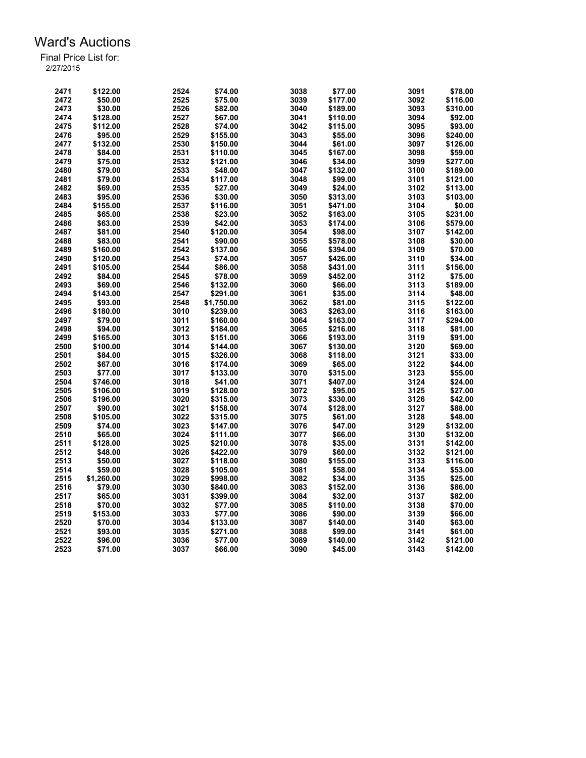# Ward's Auctions

Final Price List for:
2/27/2015

| Lot | Price | Lot | Price | Lot | Price | Lot | Price |
|---|---|---|---|---|---|---|---|
| 2471 | $122.00 | 2524 | $74.00 | 3038 | $77.00 | 3091 | $78.00 |
| 2472 | $50.00 | 2525 | $75.00 | 3039 | $177.00 | 3092 | $116.00 |
| 2473 | $30.00 | 2526 | $82.00 | 3040 | $189.00 | 3093 | $310.00 |
| 2474 | $128.00 | 2527 | $67.00 | 3041 | $110.00 | 3094 | $92.00 |
| 2475 | $112.00 | 2528 | $74.00 | 3042 | $115.00 | 3095 | $93.00 |
| 2476 | $95.00 | 2529 | $155.00 | 3043 | $55.00 | 3096 | $240.00 |
| 2477 | $132.00 | 2530 | $150.00 | 3044 | $61.00 | 3097 | $126.00 |
| 2478 | $84.00 | 2531 | $110.00 | 3045 | $167.00 | 3098 | $59.00 |
| 2479 | $75.00 | 2532 | $121.00 | 3046 | $34.00 | 3099 | $277.00 |
| 2480 | $79.00 | 2533 | $48.00 | 3047 | $132.00 | 3100 | $189.00 |
| 2481 | $79.00 | 2534 | $117.00 | 3048 | $99.00 | 3101 | $121.00 |
| 2482 | $69.00 | 2535 | $27.00 | 3049 | $24.00 | 3102 | $113.00 |
| 2483 | $95.00 | 2536 | $30.00 | 3050 | $313.00 | 3103 | $103.00 |
| 2484 | $155.00 | 2537 | $116.00 | 3051 | $471.00 | 3104 | $0.00 |
| 2485 | $65.00 | 2538 | $23.00 | 3052 | $163.00 | 3105 | $231.00 |
| 2486 | $63.00 | 2539 | $42.00 | 3053 | $174.00 | 3106 | $579.00 |
| 2487 | $81.00 | 2540 | $120.00 | 3054 | $98.00 | 3107 | $142.00 |
| 2488 | $83.00 | 2541 | $90.00 | 3055 | $578.00 | 3108 | $30.00 |
| 2489 | $160.00 | 2542 | $137.00 | 3056 | $394.00 | 3109 | $70.00 |
| 2490 | $120.00 | 2543 | $74.00 | 3057 | $426.00 | 3110 | $34.00 |
| 2491 | $105.00 | 2544 | $86.00 | 3058 | $431.00 | 3111 | $156.00 |
| 2492 | $84.00 | 2545 | $78.00 | 3059 | $452.00 | 3112 | $75.00 |
| 2493 | $69.00 | 2546 | $132.00 | 3060 | $66.00 | 3113 | $189.00 |
| 2494 | $143.00 | 2547 | $291.00 | 3061 | $35.00 | 3114 | $48.00 |
| 2495 | $93.00 | 2548 | $1,750.00 | 3062 | $81.00 | 3115 | $122.00 |
| 2496 | $180.00 | 3010 | $239.00 | 3063 | $263.00 | 3116 | $163.00 |
| 2497 | $79.00 | 3011 | $160.00 | 3064 | $163.00 | 3117 | $294.00 |
| 2498 | $94.00 | 3012 | $184.00 | 3065 | $216.00 | 3118 | $81.00 |
| 2499 | $165.00 | 3013 | $151.00 | 3066 | $193.00 | 3119 | $91.00 |
| 2500 | $100.00 | 3014 | $144.00 | 3067 | $130.00 | 3120 | $69.00 |
| 2501 | $84.00 | 3015 | $326.00 | 3068 | $118.00 | 3121 | $33.00 |
| 2502 | $67.00 | 3016 | $174.00 | 3069 | $65.00 | 3122 | $44.00 |
| 2503 | $77.00 | 3017 | $133.00 | 3070 | $315.00 | 3123 | $55.00 |
| 2504 | $746.00 | 3018 | $41.00 | 3071 | $407.00 | 3124 | $24.00 |
| 2505 | $106.00 | 3019 | $128.00 | 3072 | $95.00 | 3125 | $27.00 |
| 2506 | $196.00 | 3020 | $315.00 | 3073 | $330.00 | 3126 | $42.00 |
| 2507 | $90.00 | 3021 | $158.00 | 3074 | $128.00 | 3127 | $88.00 |
| 2508 | $105.00 | 3022 | $315.00 | 3075 | $61.00 | 3128 | $48.00 |
| 2509 | $74.00 | 3023 | $147.00 | 3076 | $47.00 | 3129 | $132.00 |
| 2510 | $65.00 | 3024 | $111.00 | 3077 | $66.00 | 3130 | $132.00 |
| 2511 | $128.00 | 3025 | $210.00 | 3078 | $35.00 | 3131 | $142.00 |
| 2512 | $48.00 | 3026 | $422.00 | 3079 | $60.00 | 3132 | $121.00 |
| 2513 | $50.00 | 3027 | $118.00 | 3080 | $155.00 | 3133 | $116.00 |
| 2514 | $59.00 | 3028 | $105.00 | 3081 | $58.00 | 3134 | $53.00 |
| 2515 | $1,260.00 | 3029 | $998.00 | 3082 | $34.00 | 3135 | $25.00 |
| 2516 | $79.00 | 3030 | $840.00 | 3083 | $152.00 | 3136 | $86.00 |
| 2517 | $65.00 | 3031 | $399.00 | 3084 | $32.00 | 3137 | $82.00 |
| 2518 | $70.00 | 3032 | $77.00 | 3085 | $110.00 | 3138 | $70.00 |
| 2519 | $153.00 | 3033 | $77.00 | 3086 | $90.00 | 3139 | $66.00 |
| 2520 | $70.00 | 3034 | $133.00 | 3087 | $140.00 | 3140 | $63.00 |
| 2521 | $93.00 | 3035 | $271.00 | 3088 | $99.00 | 3141 | $61.00 |
| 2522 | $96.00 | 3036 | $77.00 | 3089 | $140.00 | 3142 | $121.00 |
| 2523 | $71.00 | 3037 | $66.00 | 3090 | $45.00 | 3143 | $142.00 |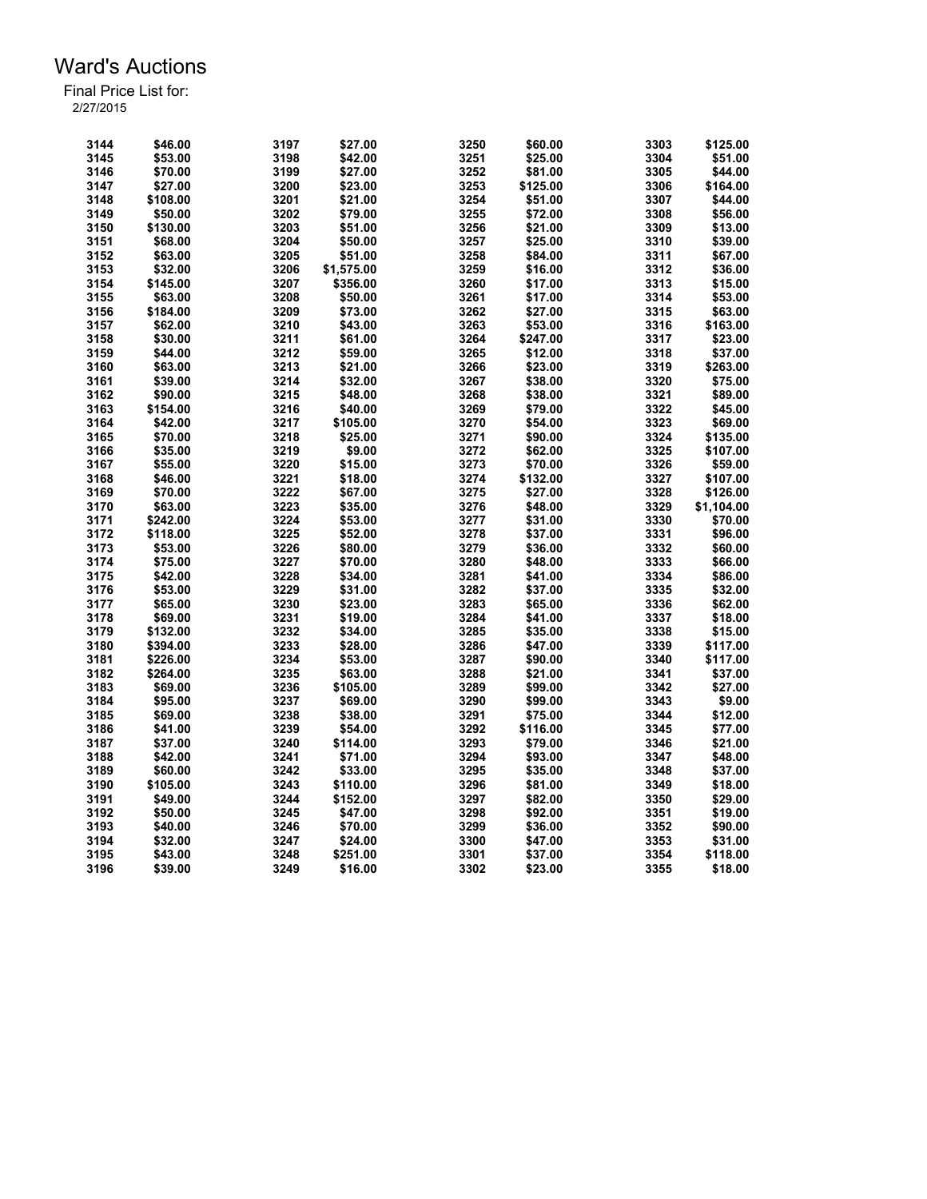# Ward's Auctions

Final Price List for:
2/27/2015

| Lot | Price | Lot | Price | Lot | Price | Lot | Price |
|---|---|---|---|---|---|---|---|
| 3144 | $46.00 | 3197 | $27.00 | 3250 | $60.00 | 3303 | $125.00 |
| 3145 | $53.00 | 3198 | $42.00 | 3251 | $25.00 | 3304 | $51.00 |
| 3146 | $70.00 | 3199 | $27.00 | 3252 | $81.00 | 3305 | $44.00 |
| 3147 | $27.00 | 3200 | $23.00 | 3253 | $125.00 | 3306 | $164.00 |
| 3148 | $108.00 | 3201 | $21.00 | 3254 | $51.00 | 3307 | $44.00 |
| 3149 | $50.00 | 3202 | $79.00 | 3255 | $72.00 | 3308 | $56.00 |
| 3150 | $130.00 | 3203 | $51.00 | 3256 | $21.00 | 3309 | $13.00 |
| 3151 | $68.00 | 3204 | $50.00 | 3257 | $25.00 | 3310 | $39.00 |
| 3152 | $63.00 | 3205 | $51.00 | 3258 | $84.00 | 3311 | $67.00 |
| 3153 | $32.00 | 3206 | $1,575.00 | 3259 | $16.00 | 3312 | $36.00 |
| 3154 | $145.00 | 3207 | $356.00 | 3260 | $17.00 | 3313 | $15.00 |
| 3155 | $63.00 | 3208 | $50.00 | 3261 | $17.00 | 3314 | $53.00 |
| 3156 | $184.00 | 3209 | $73.00 | 3262 | $27.00 | 3315 | $63.00 |
| 3157 | $62.00 | 3210 | $43.00 | 3263 | $53.00 | 3316 | $163.00 |
| 3158 | $30.00 | 3211 | $61.00 | 3264 | $247.00 | 3317 | $23.00 |
| 3159 | $44.00 | 3212 | $59.00 | 3265 | $12.00 | 3318 | $37.00 |
| 3160 | $63.00 | 3213 | $21.00 | 3266 | $23.00 | 3319 | $263.00 |
| 3161 | $39.00 | 3214 | $32.00 | 3267 | $38.00 | 3320 | $75.00 |
| 3162 | $90.00 | 3215 | $48.00 | 3268 | $38.00 | 3321 | $89.00 |
| 3163 | $154.00 | 3216 | $40.00 | 3269 | $79.00 | 3322 | $45.00 |
| 3164 | $42.00 | 3217 | $105.00 | 3270 | $54.00 | 3323 | $69.00 |
| 3165 | $70.00 | 3218 | $25.00 | 3271 | $90.00 | 3324 | $135.00 |
| 3166 | $35.00 | 3219 | $9.00 | 3272 | $62.00 | 3325 | $107.00 |
| 3167 | $55.00 | 3220 | $15.00 | 3273 | $70.00 | 3326 | $59.00 |
| 3168 | $46.00 | 3221 | $18.00 | 3274 | $132.00 | 3327 | $107.00 |
| 3169 | $70.00 | 3222 | $67.00 | 3275 | $27.00 | 3328 | $126.00 |
| 3170 | $63.00 | 3223 | $35.00 | 3276 | $48.00 | 3329 | $1,104.00 |
| 3171 | $242.00 | 3224 | $53.00 | 3277 | $31.00 | 3330 | $70.00 |
| 3172 | $118.00 | 3225 | $52.00 | 3278 | $37.00 | 3331 | $96.00 |
| 3173 | $53.00 | 3226 | $80.00 | 3279 | $36.00 | 3332 | $60.00 |
| 3174 | $75.00 | 3227 | $70.00 | 3280 | $48.00 | 3333 | $66.00 |
| 3175 | $42.00 | 3228 | $34.00 | 3281 | $41.00 | 3334 | $86.00 |
| 3176 | $53.00 | 3229 | $31.00 | 3282 | $37.00 | 3335 | $32.00 |
| 3177 | $65.00 | 3230 | $23.00 | 3283 | $65.00 | 3336 | $62.00 |
| 3178 | $69.00 | 3231 | $19.00 | 3284 | $41.00 | 3337 | $18.00 |
| 3179 | $132.00 | 3232 | $34.00 | 3285 | $35.00 | 3338 | $15.00 |
| 3180 | $394.00 | 3233 | $28.00 | 3286 | $47.00 | 3339 | $117.00 |
| 3181 | $226.00 | 3234 | $53.00 | 3287 | $90.00 | 3340 | $117.00 |
| 3182 | $264.00 | 3235 | $63.00 | 3288 | $21.00 | 3341 | $37.00 |
| 3183 | $69.00 | 3236 | $105.00 | 3289 | $99.00 | 3342 | $27.00 |
| 3184 | $95.00 | 3237 | $69.00 | 3290 | $99.00 | 3343 | $9.00 |
| 3185 | $69.00 | 3238 | $38.00 | 3291 | $75.00 | 3344 | $12.00 |
| 3186 | $41.00 | 3239 | $54.00 | 3292 | $116.00 | 3345 | $77.00 |
| 3187 | $37.00 | 3240 | $114.00 | 3293 | $79.00 | 3346 | $21.00 |
| 3188 | $42.00 | 3241 | $71.00 | 3294 | $93.00 | 3347 | $48.00 |
| 3189 | $60.00 | 3242 | $33.00 | 3295 | $35.00 | 3348 | $37.00 |
| 3190 | $105.00 | 3243 | $110.00 | 3296 | $81.00 | 3349 | $18.00 |
| 3191 | $49.00 | 3244 | $152.00 | 3297 | $82.00 | 3350 | $29.00 |
| 3192 | $50.00 | 3245 | $47.00 | 3298 | $92.00 | 3351 | $19.00 |
| 3193 | $40.00 | 3246 | $70.00 | 3299 | $36.00 | 3352 | $90.00 |
| 3194 | $32.00 | 3247 | $24.00 | 3300 | $47.00 | 3353 | $31.00 |
| 3195 | $43.00 | 3248 | $251.00 | 3301 | $37.00 | 3354 | $118.00 |
| 3196 | $39.00 | 3249 | $16.00 | 3302 | $23.00 | 3355 | $18.00 |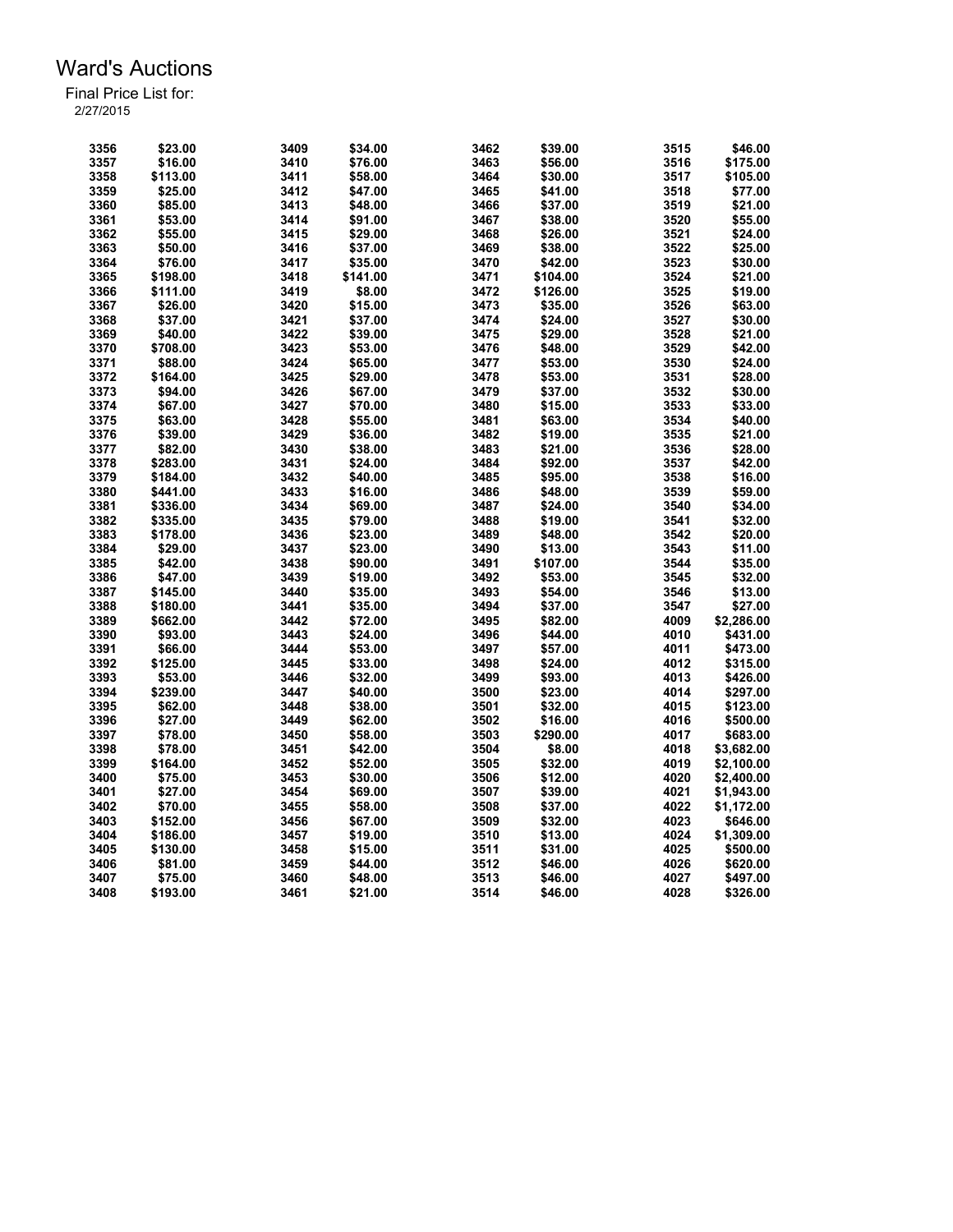# Ward's Auctions

Final Price List for:
2/27/2015

| Lot | Price | Lot | Price | Lot | Price | Lot | Price |
|---|---|---|---|---|---|---|---|
| 3356 | $23.00 | 3409 | $34.00 | 3462 | $39.00 | 3515 | $46.00 |
| 3357 | $16.00 | 3410 | $76.00 | 3463 | $56.00 | 3516 | $175.00 |
| 3358 | $113.00 | 3411 | $58.00 | 3464 | $30.00 | 3517 | $105.00 |
| 3359 | $25.00 | 3412 | $47.00 | 3465 | $41.00 | 3518 | $77.00 |
| 3360 | $85.00 | 3413 | $48.00 | 3466 | $37.00 | 3519 | $21.00 |
| 3361 | $53.00 | 3414 | $91.00 | 3467 | $38.00 | 3520 | $55.00 |
| 3362 | $55.00 | 3415 | $29.00 | 3468 | $26.00 | 3521 | $24.00 |
| 3363 | $50.00 | 3416 | $37.00 | 3469 | $38.00 | 3522 | $25.00 |
| 3364 | $76.00 | 3417 | $35.00 | 3470 | $42.00 | 3523 | $30.00 |
| 3365 | $198.00 | 3418 | $141.00 | 3471 | $104.00 | 3524 | $21.00 |
| 3366 | $111.00 | 3419 | $8.00 | 3472 | $126.00 | 3525 | $19.00 |
| 3367 | $26.00 | 3420 | $15.00 | 3473 | $35.00 | 3526 | $63.00 |
| 3368 | $37.00 | 3421 | $37.00 | 3474 | $24.00 | 3527 | $30.00 |
| 3369 | $40.00 | 3422 | $39.00 | 3475 | $29.00 | 3528 | $21.00 |
| 3370 | $708.00 | 3423 | $53.00 | 3476 | $48.00 | 3529 | $42.00 |
| 3371 | $88.00 | 3424 | $65.00 | 3477 | $53.00 | 3530 | $24.00 |
| 3372 | $164.00 | 3425 | $29.00 | 3478 | $53.00 | 3531 | $28.00 |
| 3373 | $94.00 | 3426 | $67.00 | 3479 | $37.00 | 3532 | $30.00 |
| 3374 | $67.00 | 3427 | $70.00 | 3480 | $15.00 | 3533 | $33.00 |
| 3375 | $63.00 | 3428 | $55.00 | 3481 | $63.00 | 3534 | $40.00 |
| 3376 | $39.00 | 3429 | $36.00 | 3482 | $19.00 | 3535 | $21.00 |
| 3377 | $82.00 | 3430 | $38.00 | 3483 | $21.00 | 3536 | $28.00 |
| 3378 | $283.00 | 3431 | $24.00 | 3484 | $92.00 | 3537 | $42.00 |
| 3379 | $184.00 | 3432 | $40.00 | 3485 | $95.00 | 3538 | $16.00 |
| 3380 | $441.00 | 3433 | $16.00 | 3486 | $48.00 | 3539 | $59.00 |
| 3381 | $336.00 | 3434 | $69.00 | 3487 | $24.00 | 3540 | $34.00 |
| 3382 | $335.00 | 3435 | $79.00 | 3488 | $19.00 | 3541 | $32.00 |
| 3383 | $178.00 | 3436 | $23.00 | 3489 | $48.00 | 3542 | $20.00 |
| 3384 | $29.00 | 3437 | $23.00 | 3490 | $13.00 | 3543 | $11.00 |
| 3385 | $42.00 | 3438 | $90.00 | 3491 | $107.00 | 3544 | $35.00 |
| 3386 | $47.00 | 3439 | $19.00 | 3492 | $53.00 | 3545 | $32.00 |
| 3387 | $145.00 | 3440 | $35.00 | 3493 | $54.00 | 3546 | $13.00 |
| 3388 | $180.00 | 3441 | $35.00 | 3494 | $37.00 | 3547 | $27.00 |
| 3389 | $662.00 | 3442 | $72.00 | 3495 | $82.00 | 4009 | $2,286.00 |
| 3390 | $93.00 | 3443 | $24.00 | 3496 | $44.00 | 4010 | $431.00 |
| 3391 | $66.00 | 3444 | $53.00 | 3497 | $57.00 | 4011 | $473.00 |
| 3392 | $125.00 | 3445 | $33.00 | 3498 | $24.00 | 4012 | $315.00 |
| 3393 | $53.00 | 3446 | $32.00 | 3499 | $93.00 | 4013 | $426.00 |
| 3394 | $239.00 | 3447 | $40.00 | 3500 | $23.00 | 4014 | $297.00 |
| 3395 | $62.00 | 3448 | $38.00 | 3501 | $32.00 | 4015 | $123.00 |
| 3396 | $27.00 | 3449 | $62.00 | 3502 | $16.00 | 4016 | $500.00 |
| 3397 | $78.00 | 3450 | $58.00 | 3503 | $290.00 | 4017 | $683.00 |
| 3398 | $78.00 | 3451 | $42.00 | 3504 | $8.00 | 4018 | $3,682.00 |
| 3399 | $164.00 | 3452 | $52.00 | 3505 | $32.00 | 4019 | $2,100.00 |
| 3400 | $75.00 | 3453 | $30.00 | 3506 | $12.00 | 4020 | $2,400.00 |
| 3401 | $27.00 | 3454 | $69.00 | 3507 | $39.00 | 4021 | $1,943.00 |
| 3402 | $70.00 | 3455 | $58.00 | 3508 | $37.00 | 4022 | $1,172.00 |
| 3403 | $152.00 | 3456 | $67.00 | 3509 | $32.00 | 4023 | $646.00 |
| 3404 | $186.00 | 3457 | $19.00 | 3510 | $13.00 | 4024 | $1,309.00 |
| 3405 | $130.00 | 3458 | $15.00 | 3511 | $31.00 | 4025 | $500.00 |
| 3406 | $81.00 | 3459 | $44.00 | 3512 | $46.00 | 4026 | $620.00 |
| 3407 | $75.00 | 3460 | $48.00 | 3513 | $46.00 | 4027 | $497.00 |
| 3408 | $193.00 | 3461 | $21.00 | 3514 | $46.00 | 4028 | $326.00 |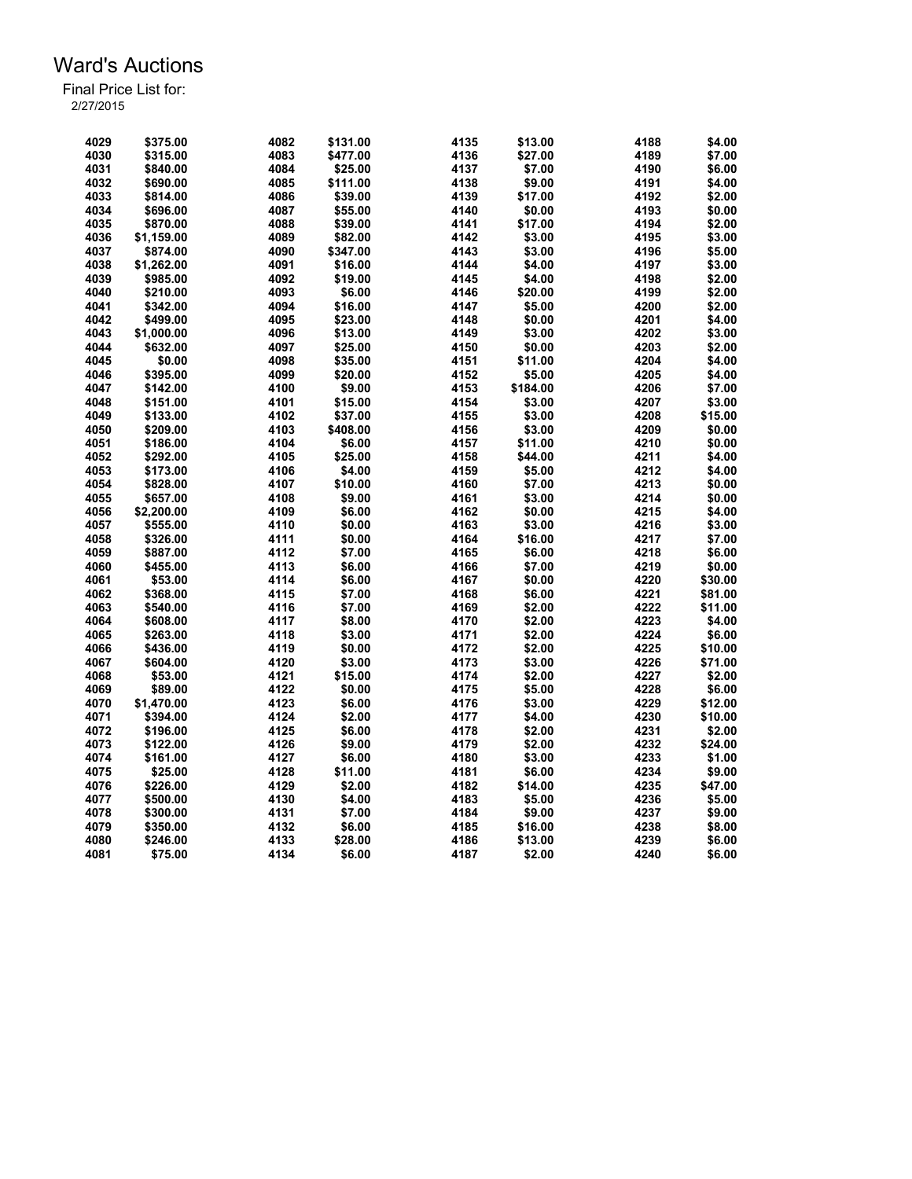# Ward's Auctions

Final Price List for:
2/27/2015

| Lot | Price | Lot | Price | Lot | Price | Lot | Price |
|---|---|---|---|---|---|---|---|
| 4029 | $375.00 | 4082 | $131.00 | 4135 | $13.00 | 4188 | $4.00 |
| 4030 | $315.00 | 4083 | $477.00 | 4136 | $27.00 | 4189 | $7.00 |
| 4031 | $840.00 | 4084 | $25.00 | 4137 | $7.00 | 4190 | $6.00 |
| 4032 | $690.00 | 4085 | $111.00 | 4138 | $9.00 | 4191 | $4.00 |
| 4033 | $814.00 | 4086 | $39.00 | 4139 | $17.00 | 4192 | $2.00 |
| 4034 | $696.00 | 4087 | $55.00 | 4140 | $0.00 | 4193 | $0.00 |
| 4035 | $870.00 | 4088 | $39.00 | 4141 | $17.00 | 4194 | $2.00 |
| 4036 | $1,159.00 | 4089 | $82.00 | 4142 | $3.00 | 4195 | $3.00 |
| 4037 | $874.00 | 4090 | $347.00 | 4143 | $3.00 | 4196 | $5.00 |
| 4038 | $1,262.00 | 4091 | $16.00 | 4144 | $4.00 | 4197 | $3.00 |
| 4039 | $985.00 | 4092 | $19.00 | 4145 | $4.00 | 4198 | $2.00 |
| 4040 | $210.00 | 4093 | $6.00 | 4146 | $20.00 | 4199 | $2.00 |
| 4041 | $342.00 | 4094 | $16.00 | 4147 | $5.00 | 4200 | $2.00 |
| 4042 | $499.00 | 4095 | $23.00 | 4148 | $0.00 | 4201 | $4.00 |
| 4043 | $1,000.00 | 4096 | $13.00 | 4149 | $3.00 | 4202 | $3.00 |
| 4044 | $632.00 | 4097 | $25.00 | 4150 | $0.00 | 4203 | $2.00 |
| 4045 | $0.00 | 4098 | $35.00 | 4151 | $11.00 | 4204 | $4.00 |
| 4046 | $395.00 | 4099 | $20.00 | 4152 | $5.00 | 4205 | $4.00 |
| 4047 | $142.00 | 4100 | $9.00 | 4153 | $184.00 | 4206 | $7.00 |
| 4048 | $151.00 | 4101 | $15.00 | 4154 | $3.00 | 4207 | $3.00 |
| 4049 | $133.00 | 4102 | $37.00 | 4155 | $3.00 | 4208 | $15.00 |
| 4050 | $209.00 | 4103 | $408.00 | 4156 | $3.00 | 4209 | $0.00 |
| 4051 | $186.00 | 4104 | $6.00 | 4157 | $11.00 | 4210 | $0.00 |
| 4052 | $292.00 | 4105 | $25.00 | 4158 | $44.00 | 4211 | $4.00 |
| 4053 | $173.00 | 4106 | $4.00 | 4159 | $5.00 | 4212 | $4.00 |
| 4054 | $828.00 | 4107 | $10.00 | 4160 | $7.00 | 4213 | $0.00 |
| 4055 | $657.00 | 4108 | $9.00 | 4161 | $3.00 | 4214 | $0.00 |
| 4056 | $2,200.00 | 4109 | $6.00 | 4162 | $0.00 | 4215 | $4.00 |
| 4057 | $555.00 | 4110 | $0.00 | 4163 | $3.00 | 4216 | $3.00 |
| 4058 | $326.00 | 4111 | $0.00 | 4164 | $16.00 | 4217 | $7.00 |
| 4059 | $887.00 | 4112 | $7.00 | 4165 | $6.00 | 4218 | $6.00 |
| 4060 | $455.00 | 4113 | $6.00 | 4166 | $7.00 | 4219 | $0.00 |
| 4061 | $53.00 | 4114 | $6.00 | 4167 | $0.00 | 4220 | $30.00 |
| 4062 | $368.00 | 4115 | $7.00 | 4168 | $6.00 | 4221 | $81.00 |
| 4063 | $540.00 | 4116 | $7.00 | 4169 | $2.00 | 4222 | $11.00 |
| 4064 | $608.00 | 4117 | $8.00 | 4170 | $2.00 | 4223 | $4.00 |
| 4065 | $263.00 | 4118 | $3.00 | 4171 | $2.00 | 4224 | $6.00 |
| 4066 | $436.00 | 4119 | $0.00 | 4172 | $2.00 | 4225 | $10.00 |
| 4067 | $604.00 | 4120 | $3.00 | 4173 | $3.00 | 4226 | $71.00 |
| 4068 | $53.00 | 4121 | $15.00 | 4174 | $2.00 | 4227 | $2.00 |
| 4069 | $89.00 | 4122 | $0.00 | 4175 | $5.00 | 4228 | $6.00 |
| 4070 | $1,470.00 | 4123 | $6.00 | 4176 | $3.00 | 4229 | $12.00 |
| 4071 | $394.00 | 4124 | $2.00 | 4177 | $4.00 | 4230 | $10.00 |
| 4072 | $196.00 | 4125 | $6.00 | 4178 | $2.00 | 4231 | $2.00 |
| 4073 | $122.00 | 4126 | $9.00 | 4179 | $2.00 | 4232 | $24.00 |
| 4074 | $161.00 | 4127 | $6.00 | 4180 | $3.00 | 4233 | $1.00 |
| 4075 | $25.00 | 4128 | $11.00 | 4181 | $6.00 | 4234 | $9.00 |
| 4076 | $226.00 | 4129 | $2.00 | 4182 | $14.00 | 4235 | $47.00 |
| 4077 | $500.00 | 4130 | $4.00 | 4183 | $5.00 | 4236 | $5.00 |
| 4078 | $300.00 | 4131 | $7.00 | 4184 | $9.00 | 4237 | $9.00 |
| 4079 | $350.00 | 4132 | $6.00 | 4185 | $16.00 | 4238 | $8.00 |
| 4080 | $246.00 | 4133 | $28.00 | 4186 | $13.00 | 4239 | $6.00 |
| 4081 | $75.00 | 4134 | $6.00 | 4187 | $2.00 | 4240 | $6.00 |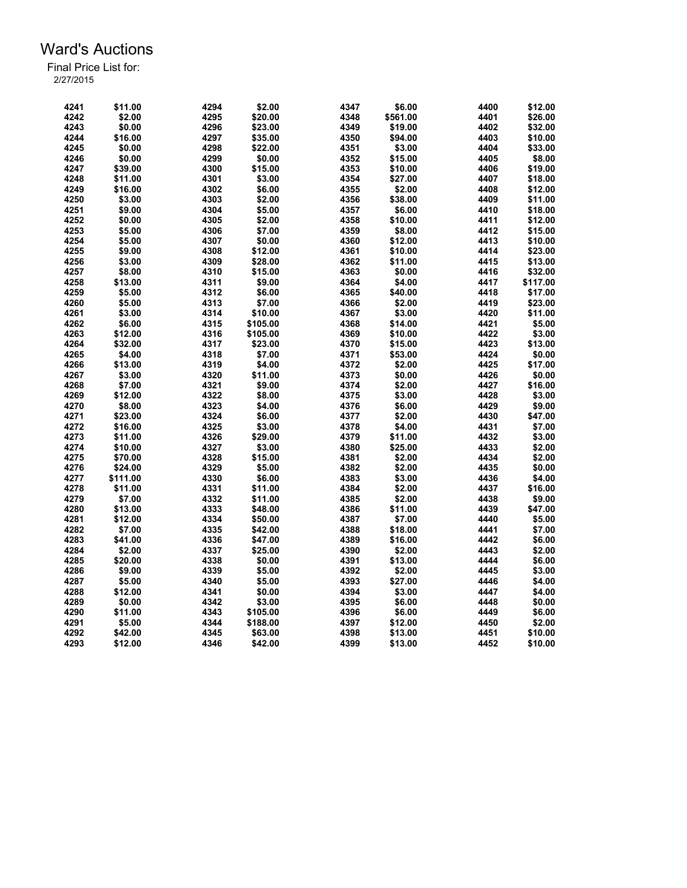# Ward's Auctions

Final Price List for:
2/27/2015

| Lot | Price | Lot | Price | Lot | Price | Lot | Price |
|---|---|---|---|---|---|---|---|
| 4241 | $11.00 | 4294 | $2.00 | 4347 | $6.00 | 4400 | $12.00 |
| 4242 | $2.00 | 4295 | $20.00 | 4348 | $561.00 | 4401 | $26.00 |
| 4243 | $0.00 | 4296 | $23.00 | 4349 | $19.00 | 4402 | $32.00 |
| 4244 | $16.00 | 4297 | $35.00 | 4350 | $94.00 | 4403 | $10.00 |
| 4245 | $0.00 | 4298 | $22.00 | 4351 | $3.00 | 4404 | $33.00 |
| 4246 | $0.00 | 4299 | $0.00 | 4352 | $15.00 | 4405 | $8.00 |
| 4247 | $39.00 | 4300 | $15.00 | 4353 | $10.00 | 4406 | $19.00 |
| 4248 | $11.00 | 4301 | $3.00 | 4354 | $27.00 | 4407 | $18.00 |
| 4249 | $16.00 | 4302 | $6.00 | 4355 | $2.00 | 4408 | $12.00 |
| 4250 | $3.00 | 4303 | $2.00 | 4356 | $38.00 | 4409 | $11.00 |
| 4251 | $9.00 | 4304 | $5.00 | 4357 | $6.00 | 4410 | $18.00 |
| 4252 | $0.00 | 4305 | $2.00 | 4358 | $10.00 | 4411 | $12.00 |
| 4253 | $5.00 | 4306 | $7.00 | 4359 | $8.00 | 4412 | $15.00 |
| 4254 | $5.00 | 4307 | $0.00 | 4360 | $12.00 | 4413 | $10.00 |
| 4255 | $9.00 | 4308 | $12.00 | 4361 | $10.00 | 4414 | $23.00 |
| 4256 | $3.00 | 4309 | $28.00 | 4362 | $11.00 | 4415 | $13.00 |
| 4257 | $8.00 | 4310 | $15.00 | 4363 | $0.00 | 4416 | $32.00 |
| 4258 | $13.00 | 4311 | $9.00 | 4364 | $4.00 | 4417 | $117.00 |
| 4259 | $5.00 | 4312 | $6.00 | 4365 | $40.00 | 4418 | $17.00 |
| 4260 | $5.00 | 4313 | $7.00 | 4366 | $2.00 | 4419 | $23.00 |
| 4261 | $3.00 | 4314 | $10.00 | 4367 | $3.00 | 4420 | $11.00 |
| 4262 | $6.00 | 4315 | $105.00 | 4368 | $14.00 | 4421 | $5.00 |
| 4263 | $12.00 | 4316 | $105.00 | 4369 | $10.00 | 4422 | $3.00 |
| 4264 | $32.00 | 4317 | $23.00 | 4370 | $15.00 | 4423 | $13.00 |
| 4265 | $4.00 | 4318 | $7.00 | 4371 | $53.00 | 4424 | $0.00 |
| 4266 | $13.00 | 4319 | $4.00 | 4372 | $2.00 | 4425 | $17.00 |
| 4267 | $3.00 | 4320 | $11.00 | 4373 | $0.00 | 4426 | $0.00 |
| 4268 | $7.00 | 4321 | $9.00 | 4374 | $2.00 | 4427 | $16.00 |
| 4269 | $12.00 | 4322 | $8.00 | 4375 | $3.00 | 4428 | $3.00 |
| 4270 | $8.00 | 4323 | $4.00 | 4376 | $6.00 | 4429 | $9.00 |
| 4271 | $23.00 | 4324 | $6.00 | 4377 | $2.00 | 4430 | $47.00 |
| 4272 | $16.00 | 4325 | $3.00 | 4378 | $4.00 | 4431 | $7.00 |
| 4273 | $11.00 | 4326 | $29.00 | 4379 | $11.00 | 4432 | $3.00 |
| 4274 | $10.00 | 4327 | $3.00 | 4380 | $25.00 | 4433 | $2.00 |
| 4275 | $70.00 | 4328 | $15.00 | 4381 | $2.00 | 4434 | $2.00 |
| 4276 | $24.00 | 4329 | $5.00 | 4382 | $2.00 | 4435 | $0.00 |
| 4277 | $111.00 | 4330 | $6.00 | 4383 | $3.00 | 4436 | $4.00 |
| 4278 | $11.00 | 4331 | $11.00 | 4384 | $2.00 | 4437 | $16.00 |
| 4279 | $7.00 | 4332 | $11.00 | 4385 | $2.00 | 4438 | $9.00 |
| 4280 | $13.00 | 4333 | $48.00 | 4386 | $11.00 | 4439 | $47.00 |
| 4281 | $12.00 | 4334 | $50.00 | 4387 | $7.00 | 4440 | $5.00 |
| 4282 | $7.00 | 4335 | $42.00 | 4388 | $18.00 | 4441 | $7.00 |
| 4283 | $41.00 | 4336 | $47.00 | 4389 | $16.00 | 4442 | $6.00 |
| 4284 | $2.00 | 4337 | $25.00 | 4390 | $2.00 | 4443 | $2.00 |
| 4285 | $20.00 | 4338 | $0.00 | 4391 | $13.00 | 4444 | $6.00 |
| 4286 | $9.00 | 4339 | $5.00 | 4392 | $2.00 | 4445 | $3.00 |
| 4287 | $5.00 | 4340 | $5.00 | 4393 | $27.00 | 4446 | $4.00 |
| 4288 | $12.00 | 4341 | $0.00 | 4394 | $3.00 | 4447 | $4.00 |
| 4289 | $0.00 | 4342 | $3.00 | 4395 | $6.00 | 4448 | $0.00 |
| 4290 | $11.00 | 4343 | $105.00 | 4396 | $6.00 | 4449 | $6.00 |
| 4291 | $5.00 | 4344 | $188.00 | 4397 | $12.00 | 4450 | $2.00 |
| 4292 | $42.00 | 4345 | $63.00 | 4398 | $13.00 | 4451 | $10.00 |
| 4293 | $12.00 | 4346 | $42.00 | 4399 | $13.00 | 4452 | $10.00 |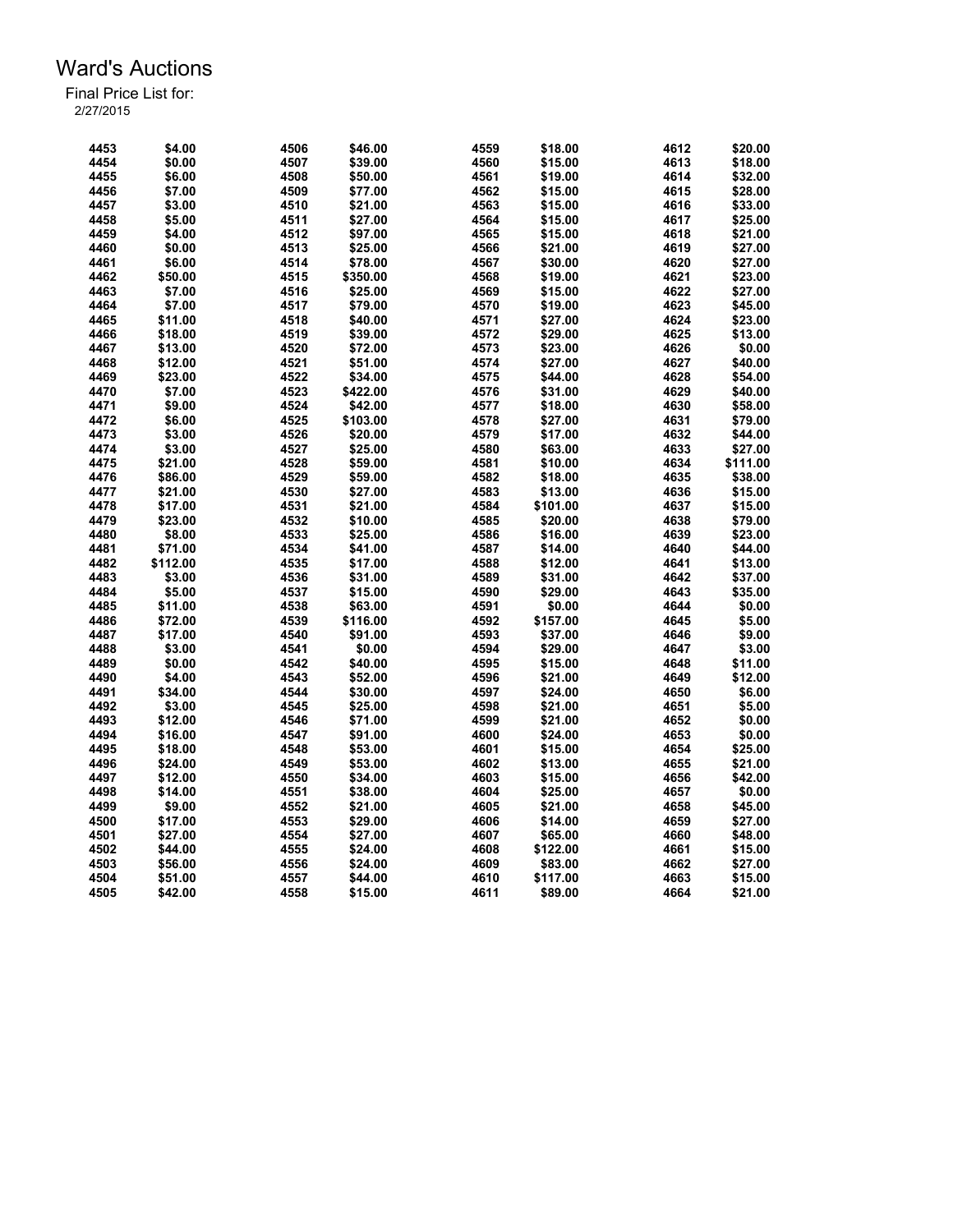# Ward's Auctions

Final Price List for:
2/27/2015

| Lot | Price | Lot | Price | Lot | Price | Lot | Price |
|---|---|---|---|---|---|---|---|
| 4453 | $4.00 | 4506 | $46.00 | 4559 | $18.00 | 4612 | $20.00 |
| 4454 | $0.00 | 4507 | $39.00 | 4560 | $15.00 | 4613 | $18.00 |
| 4455 | $6.00 | 4508 | $50.00 | 4561 | $19.00 | 4614 | $32.00 |
| 4456 | $7.00 | 4509 | $77.00 | 4562 | $15.00 | 4615 | $28.00 |
| 4457 | $3.00 | 4510 | $21.00 | 4563 | $15.00 | 4616 | $33.00 |
| 4458 | $5.00 | 4511 | $27.00 | 4564 | $15.00 | 4617 | $25.00 |
| 4459 | $4.00 | 4512 | $97.00 | 4565 | $15.00 | 4618 | $21.00 |
| 4460 | $0.00 | 4513 | $25.00 | 4566 | $21.00 | 4619 | $27.00 |
| 4461 | $6.00 | 4514 | $78.00 | 4567 | $30.00 | 4620 | $27.00 |
| 4462 | $50.00 | 4515 | $350.00 | 4568 | $19.00 | 4621 | $23.00 |
| 4463 | $7.00 | 4516 | $25.00 | 4569 | $15.00 | 4622 | $27.00 |
| 4464 | $7.00 | 4517 | $79.00 | 4570 | $19.00 | 4623 | $45.00 |
| 4465 | $11.00 | 4518 | $40.00 | 4571 | $27.00 | 4624 | $23.00 |
| 4466 | $18.00 | 4519 | $39.00 | 4572 | $29.00 | 4625 | $13.00 |
| 4467 | $13.00 | 4520 | $72.00 | 4573 | $23.00 | 4626 | $0.00 |
| 4468 | $12.00 | 4521 | $51.00 | 4574 | $27.00 | 4627 | $40.00 |
| 4469 | $23.00 | 4522 | $34.00 | 4575 | $44.00 | 4628 | $54.00 |
| 4470 | $7.00 | 4523 | $422.00 | 4576 | $31.00 | 4629 | $40.00 |
| 4471 | $9.00 | 4524 | $42.00 | 4577 | $18.00 | 4630 | $58.00 |
| 4472 | $6.00 | 4525 | $103.00 | 4578 | $27.00 | 4631 | $79.00 |
| 4473 | $3.00 | 4526 | $20.00 | 4579 | $17.00 | 4632 | $44.00 |
| 4474 | $3.00 | 4527 | $25.00 | 4580 | $63.00 | 4633 | $27.00 |
| 4475 | $21.00 | 4528 | $59.00 | 4581 | $10.00 | 4634 | $111.00 |
| 4476 | $86.00 | 4529 | $59.00 | 4582 | $18.00 | 4635 | $38.00 |
| 4477 | $21.00 | 4530 | $27.00 | 4583 | $13.00 | 4636 | $15.00 |
| 4478 | $17.00 | 4531 | $21.00 | 4584 | $101.00 | 4637 | $15.00 |
| 4479 | $23.00 | 4532 | $10.00 | 4585 | $20.00 | 4638 | $79.00 |
| 4480 | $8.00 | 4533 | $25.00 | 4586 | $16.00 | 4639 | $23.00 |
| 4481 | $71.00 | 4534 | $41.00 | 4587 | $14.00 | 4640 | $44.00 |
| 4482 | $112.00 | 4535 | $17.00 | 4588 | $12.00 | 4641 | $13.00 |
| 4483 | $3.00 | 4536 | $31.00 | 4589 | $31.00 | 4642 | $37.00 |
| 4484 | $5.00 | 4537 | $15.00 | 4590 | $29.00 | 4643 | $35.00 |
| 4485 | $11.00 | 4538 | $63.00 | 4591 | $0.00 | 4644 | $0.00 |
| 4486 | $72.00 | 4539 | $116.00 | 4592 | $157.00 | 4645 | $5.00 |
| 4487 | $17.00 | 4540 | $91.00 | 4593 | $37.00 | 4646 | $9.00 |
| 4488 | $3.00 | 4541 | $0.00 | 4594 | $29.00 | 4647 | $3.00 |
| 4489 | $0.00 | 4542 | $40.00 | 4595 | $15.00 | 4648 | $11.00 |
| 4490 | $4.00 | 4543 | $52.00 | 4596 | $21.00 | 4649 | $12.00 |
| 4491 | $34.00 | 4544 | $30.00 | 4597 | $24.00 | 4650 | $6.00 |
| 4492 | $3.00 | 4545 | $25.00 | 4598 | $21.00 | 4651 | $5.00 |
| 4493 | $12.00 | 4546 | $71.00 | 4599 | $21.00 | 4652 | $0.00 |
| 4494 | $16.00 | 4547 | $91.00 | 4600 | $24.00 | 4653 | $0.00 |
| 4495 | $18.00 | 4548 | $53.00 | 4601 | $15.00 | 4654 | $25.00 |
| 4496 | $24.00 | 4549 | $53.00 | 4602 | $13.00 | 4655 | $21.00 |
| 4497 | $12.00 | 4550 | $34.00 | 4603 | $15.00 | 4656 | $42.00 |
| 4498 | $14.00 | 4551 | $38.00 | 4604 | $25.00 | 4657 | $0.00 |
| 4499 | $9.00 | 4552 | $21.00 | 4605 | $21.00 | 4658 | $45.00 |
| 4500 | $17.00 | 4553 | $29.00 | 4606 | $14.00 | 4659 | $27.00 |
| 4501 | $27.00 | 4554 | $27.00 | 4607 | $65.00 | 4660 | $48.00 |
| 4502 | $44.00 | 4555 | $24.00 | 4608 | $122.00 | 4661 | $15.00 |
| 4503 | $56.00 | 4556 | $24.00 | 4609 | $83.00 | 4662 | $27.00 |
| 4504 | $51.00 | 4557 | $44.00 | 4610 | $117.00 | 4663 | $15.00 |
| 4505 | $42.00 | 4558 | $15.00 | 4611 | $89.00 | 4664 | $21.00 |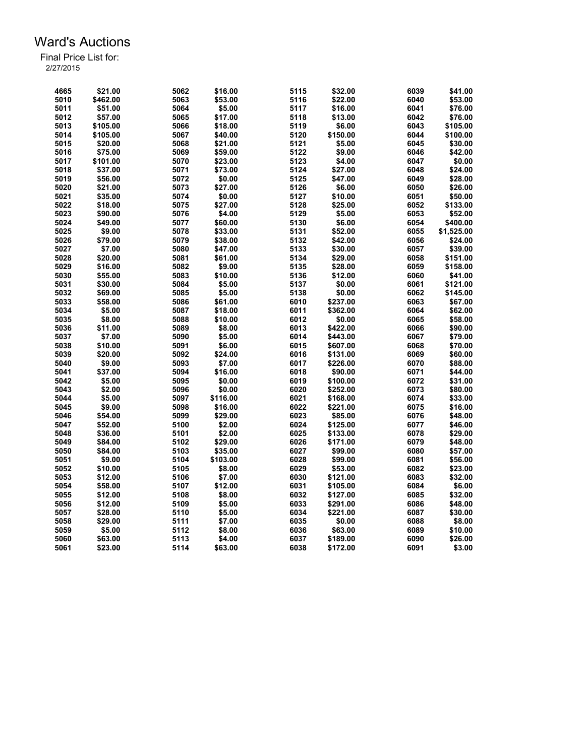# Ward's Auctions

Final Price List for:
2/27/2015

| Lot | Price | Lot | Price | Lot | Price | Lot | Price |
|---|---|---|---|---|---|---|---|
| 4665 | $21.00 | 5062 | $16.00 | 5115 | $32.00 | 6039 | $41.00 |
| 5010 | $462.00 | 5063 | $53.00 | 5116 | $22.00 | 6040 | $53.00 |
| 5011 | $51.00 | 5064 | $5.00 | 5117 | $16.00 | 6041 | $76.00 |
| 5012 | $57.00 | 5065 | $17.00 | 5118 | $13.00 | 6042 | $76.00 |
| 5013 | $105.00 | 5066 | $18.00 | 5119 | $6.00 | 6043 | $105.00 |
| 5014 | $105.00 | 5067 | $40.00 | 5120 | $150.00 | 6044 | $100.00 |
| 5015 | $20.00 | 5068 | $21.00 | 5121 | $5.00 | 6045 | $30.00 |
| 5016 | $75.00 | 5069 | $59.00 | 5122 | $9.00 | 6046 | $42.00 |
| 5017 | $101.00 | 5070 | $23.00 | 5123 | $4.00 | 6047 | $0.00 |
| 5018 | $37.00 | 5071 | $73.00 | 5124 | $27.00 | 6048 | $24.00 |
| 5019 | $56.00 | 5072 | $0.00 | 5125 | $47.00 | 6049 | $28.00 |
| 5020 | $21.00 | 5073 | $27.00 | 5126 | $6.00 | 6050 | $26.00 |
| 5021 | $35.00 | 5074 | $0.00 | 5127 | $10.00 | 6051 | $50.00 |
| 5022 | $18.00 | 5075 | $27.00 | 5128 | $25.00 | 6052 | $133.00 |
| 5023 | $90.00 | 5076 | $4.00 | 5129 | $5.00 | 6053 | $52.00 |
| 5024 | $49.00 | 5077 | $60.00 | 5130 | $6.00 | 6054 | $400.00 |
| 5025 | $9.00 | 5078 | $33.00 | 5131 | $52.00 | 6055 | $1,525.00 |
| 5026 | $79.00 | 5079 | $38.00 | 5132 | $42.00 | 6056 | $24.00 |
| 5027 | $7.00 | 5080 | $47.00 | 5133 | $30.00 | 6057 | $39.00 |
| 5028 | $20.00 | 5081 | $61.00 | 5134 | $29.00 | 6058 | $151.00 |
| 5029 | $16.00 | 5082 | $9.00 | 5135 | $28.00 | 6059 | $158.00 |
| 5030 | $55.00 | 5083 | $10.00 | 5136 | $12.00 | 6060 | $41.00 |
| 5031 | $30.00 | 5084 | $5.00 | 5137 | $0.00 | 6061 | $121.00 |
| 5032 | $69.00 | 5085 | $5.00 | 5138 | $0.00 | 6062 | $145.00 |
| 5033 | $58.00 | 5086 | $61.00 | 6010 | $237.00 | 6063 | $67.00 |
| 5034 | $5.00 | 5087 | $18.00 | 6011 | $362.00 | 6064 | $62.00 |
| 5035 | $8.00 | 5088 | $10.00 | 6012 | $0.00 | 6065 | $58.00 |
| 5036 | $11.00 | 5089 | $8.00 | 6013 | $422.00 | 6066 | $90.00 |
| 5037 | $7.00 | 5090 | $5.00 | 6014 | $443.00 | 6067 | $79.00 |
| 5038 | $10.00 | 5091 | $6.00 | 6015 | $607.00 | 6068 | $70.00 |
| 5039 | $20.00 | 5092 | $24.00 | 6016 | $131.00 | 6069 | $60.00 |
| 5040 | $9.00 | 5093 | $7.00 | 6017 | $226.00 | 6070 | $88.00 |
| 5041 | $37.00 | 5094 | $16.00 | 6018 | $90.00 | 6071 | $44.00 |
| 5042 | $5.00 | 5095 | $0.00 | 6019 | $100.00 | 6072 | $31.00 |
| 5043 | $2.00 | 5096 | $0.00 | 6020 | $252.00 | 6073 | $80.00 |
| 5044 | $5.00 | 5097 | $116.00 | 6021 | $168.00 | 6074 | $33.00 |
| 5045 | $9.00 | 5098 | $16.00 | 6022 | $221.00 | 6075 | $16.00 |
| 5046 | $54.00 | 5099 | $29.00 | 6023 | $85.00 | 6076 | $48.00 |
| 5047 | $52.00 | 5100 | $2.00 | 6024 | $125.00 | 6077 | $46.00 |
| 5048 | $36.00 | 5101 | $2.00 | 6025 | $133.00 | 6078 | $29.00 |
| 5049 | $84.00 | 5102 | $29.00 | 6026 | $171.00 | 6079 | $48.00 |
| 5050 | $84.00 | 5103 | $35.00 | 6027 | $99.00 | 6080 | $57.00 |
| 5051 | $9.00 | 5104 | $103.00 | 6028 | $99.00 | 6081 | $56.00 |
| 5052 | $10.00 | 5105 | $8.00 | 6029 | $53.00 | 6082 | $23.00 |
| 5053 | $12.00 | 5106 | $7.00 | 6030 | $121.00 | 6083 | $32.00 |
| 5054 | $58.00 | 5107 | $12.00 | 6031 | $105.00 | 6084 | $6.00 |
| 5055 | $12.00 | 5108 | $8.00 | 6032 | $127.00 | 6085 | $32.00 |
| 5056 | $12.00 | 5109 | $5.00 | 6033 | $291.00 | 6086 | $48.00 |
| 5057 | $28.00 | 5110 | $5.00 | 6034 | $221.00 | 6087 | $30.00 |
| 5058 | $29.00 | 5111 | $7.00 | 6035 | $0.00 | 6088 | $8.00 |
| 5059 | $5.00 | 5112 | $8.00 | 6036 | $63.00 | 6089 | $10.00 |
| 5060 | $63.00 | 5113 | $4.00 | 6037 | $189.00 | 6090 | $26.00 |
| 5061 | $23.00 | 5114 | $63.00 | 6038 | $172.00 | 6091 | $3.00 |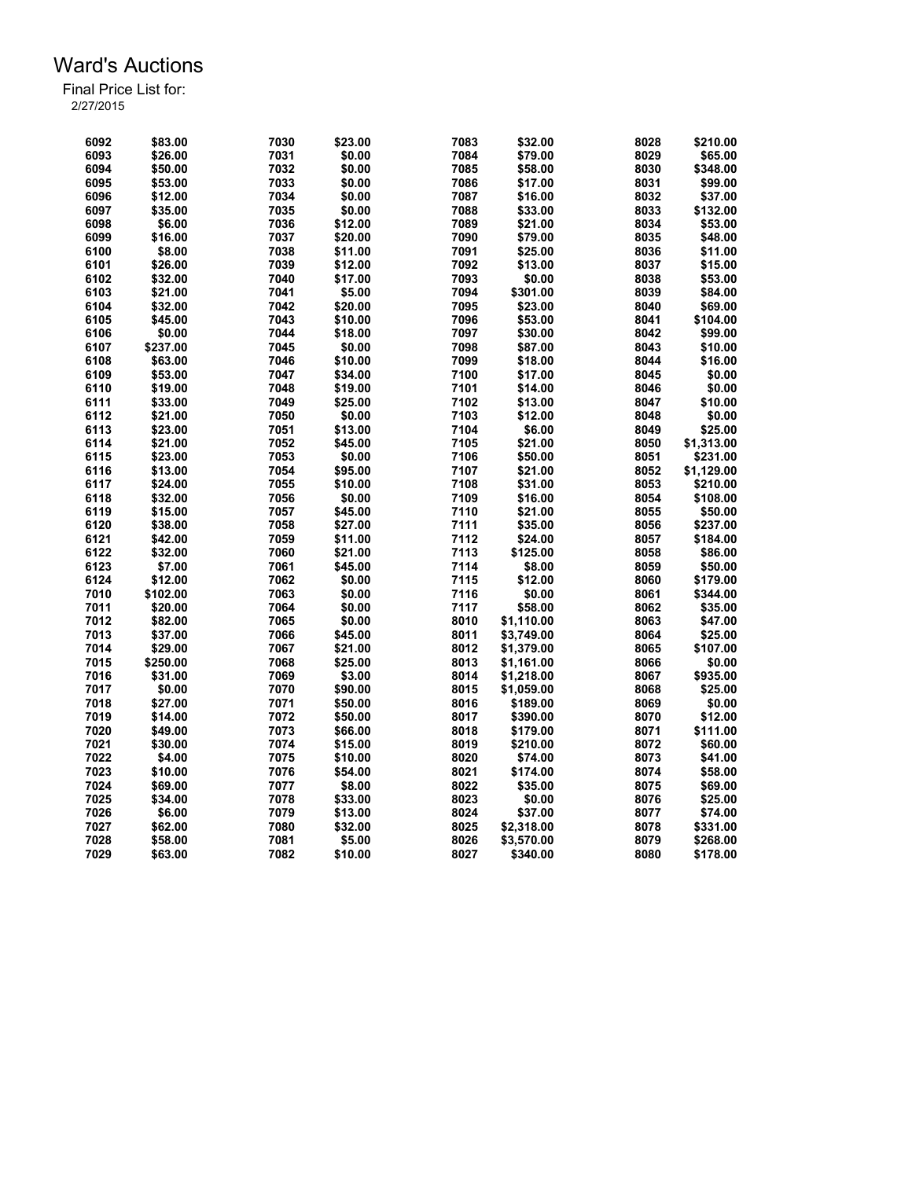# Ward's Auctions

Final Price List for:
2/27/2015

| Lot | Price | Lot | Price | Lot | Price | Lot | Price |
|---|---|---|---|---|---|---|---|
| 6092 | $83.00 | 7030 | $23.00 | 7083 | $32.00 | 8028 | $210.00 |
| 6093 | $26.00 | 7031 | $0.00 | 7084 | $79.00 | 8029 | $65.00 |
| 6094 | $50.00 | 7032 | $0.00 | 7085 | $58.00 | 8030 | $348.00 |
| 6095 | $53.00 | 7033 | $0.00 | 7086 | $17.00 | 8031 | $99.00 |
| 6096 | $12.00 | 7034 | $0.00 | 7087 | $16.00 | 8032 | $37.00 |
| 6097 | $35.00 | 7035 | $0.00 | 7088 | $33.00 | 8033 | $132.00 |
| 6098 | $6.00 | 7036 | $12.00 | 7089 | $21.00 | 8034 | $53.00 |
| 6099 | $16.00 | 7037 | $20.00 | 7090 | $79.00 | 8035 | $48.00 |
| 6100 | $8.00 | 7038 | $11.00 | 7091 | $25.00 | 8036 | $11.00 |
| 6101 | $26.00 | 7039 | $12.00 | 7092 | $13.00 | 8037 | $15.00 |
| 6102 | $32.00 | 7040 | $17.00 | 7093 | $0.00 | 8038 | $53.00 |
| 6103 | $21.00 | 7041 | $5.00 | 7094 | $301.00 | 8039 | $84.00 |
| 6104 | $32.00 | 7042 | $20.00 | 7095 | $23.00 | 8040 | $69.00 |
| 6105 | $45.00 | 7043 | $10.00 | 7096 | $53.00 | 8041 | $104.00 |
| 6106 | $0.00 | 7044 | $18.00 | 7097 | $30.00 | 8042 | $99.00 |
| 6107 | $237.00 | 7045 | $0.00 | 7098 | $87.00 | 8043 | $10.00 |
| 6108 | $63.00 | 7046 | $10.00 | 7099 | $18.00 | 8044 | $16.00 |
| 6109 | $53.00 | 7047 | $34.00 | 7100 | $17.00 | 8045 | $0.00 |
| 6110 | $19.00 | 7048 | $19.00 | 7101 | $14.00 | 8046 | $0.00 |
| 6111 | $33.00 | 7049 | $25.00 | 7102 | $13.00 | 8047 | $10.00 |
| 6112 | $21.00 | 7050 | $0.00 | 7103 | $12.00 | 8048 | $0.00 |
| 6113 | $23.00 | 7051 | $13.00 | 7104 | $6.00 | 8049 | $25.00 |
| 6114 | $21.00 | 7052 | $45.00 | 7105 | $21.00 | 8050 | $1,313.00 |
| 6115 | $23.00 | 7053 | $0.00 | 7106 | $50.00 | 8051 | $231.00 |
| 6116 | $13.00 | 7054 | $95.00 | 7107 | $21.00 | 8052 | $1,129.00 |
| 6117 | $24.00 | 7055 | $10.00 | 7108 | $31.00 | 8053 | $210.00 |
| 6118 | $32.00 | 7056 | $0.00 | 7109 | $16.00 | 8054 | $108.00 |
| 6119 | $15.00 | 7057 | $45.00 | 7110 | $21.00 | 8055 | $50.00 |
| 6120 | $38.00 | 7058 | $27.00 | 7111 | $35.00 | 8056 | $237.00 |
| 6121 | $42.00 | 7059 | $11.00 | 7112 | $24.00 | 8057 | $184.00 |
| 6122 | $32.00 | 7060 | $21.00 | 7113 | $125.00 | 8058 | $86.00 |
| 6123 | $7.00 | 7061 | $45.00 | 7114 | $8.00 | 8059 | $50.00 |
| 6124 | $12.00 | 7062 | $0.00 | 7115 | $12.00 | 8060 | $179.00 |
| 7010 | $102.00 | 7063 | $0.00 | 7116 | $0.00 | 8061 | $344.00 |
| 7011 | $20.00 | 7064 | $0.00 | 7117 | $58.00 | 8062 | $35.00 |
| 7012 | $82.00 | 7065 | $0.00 | 8010 | $1,110.00 | 8063 | $47.00 |
| 7013 | $37.00 | 7066 | $45.00 | 8011 | $3,749.00 | 8064 | $25.00 |
| 7014 | $29.00 | 7067 | $21.00 | 8012 | $1,379.00 | 8065 | $107.00 |
| 7015 | $250.00 | 7068 | $25.00 | 8013 | $1,161.00 | 8066 | $0.00 |
| 7016 | $31.00 | 7069 | $3.00 | 8014 | $1,218.00 | 8067 | $935.00 |
| 7017 | $0.00 | 7070 | $90.00 | 8015 | $1,059.00 | 8068 | $25.00 |
| 7018 | $27.00 | 7071 | $50.00 | 8016 | $189.00 | 8069 | $0.00 |
| 7019 | $14.00 | 7072 | $50.00 | 8017 | $390.00 | 8070 | $12.00 |
| 7020 | $49.00 | 7073 | $66.00 | 8018 | $179.00 | 8071 | $111.00 |
| 7021 | $30.00 | 7074 | $15.00 | 8019 | $210.00 | 8072 | $60.00 |
| 7022 | $4.00 | 7075 | $10.00 | 8020 | $74.00 | 8073 | $41.00 |
| 7023 | $10.00 | 7076 | $54.00 | 8021 | $174.00 | 8074 | $58.00 |
| 7024 | $69.00 | 7077 | $8.00 | 8022 | $35.00 | 8075 | $69.00 |
| 7025 | $34.00 | 7078 | $33.00 | 8023 | $0.00 | 8076 | $25.00 |
| 7026 | $6.00 | 7079 | $13.00 | 8024 | $37.00 | 8077 | $74.00 |
| 7027 | $62.00 | 7080 | $32.00 | 8025 | $2,318.00 | 8078 | $331.00 |
| 7028 | $58.00 | 7081 | $5.00 | 8026 | $3,570.00 | 8079 | $268.00 |
| 7029 | $63.00 | 7082 | $10.00 | 8027 | $340.00 | 8080 | $178.00 |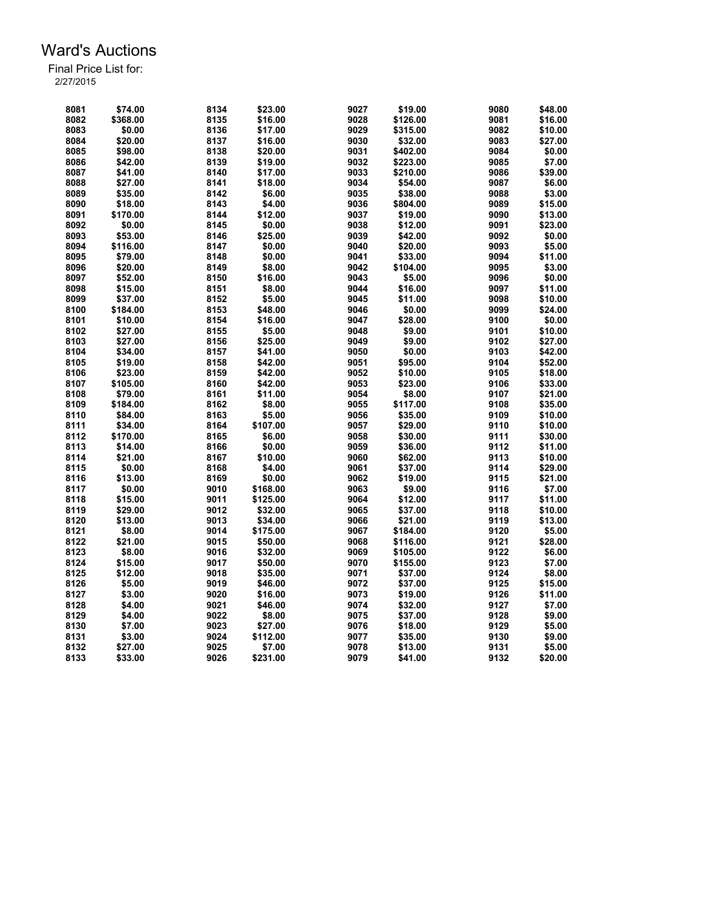# Ward's Auctions

Final Price List for:
2/27/2015

| Lot | Price | Lot | Price | Lot | Price | Lot | Price |
|---|---|---|---|---|---|---|---|
| 8081 | $74.00 | 8134 | $23.00 | 9027 | $19.00 | 9080 | $48.00 |
| 8082 | $368.00 | 8135 | $16.00 | 9028 | $126.00 | 9081 | $16.00 |
| 8083 | $0.00 | 8136 | $17.00 | 9029 | $315.00 | 9082 | $10.00 |
| 8084 | $20.00 | 8137 | $16.00 | 9030 | $32.00 | 9083 | $27.00 |
| 8085 | $98.00 | 8138 | $20.00 | 9031 | $402.00 | 9084 | $0.00 |
| 8086 | $42.00 | 8139 | $19.00 | 9032 | $223.00 | 9085 | $7.00 |
| 8087 | $41.00 | 8140 | $17.00 | 9033 | $210.00 | 9086 | $39.00 |
| 8088 | $27.00 | 8141 | $18.00 | 9034 | $54.00 | 9087 | $6.00 |
| 8089 | $35.00 | 8142 | $6.00 | 9035 | $38.00 | 9088 | $3.00 |
| 8090 | $18.00 | 8143 | $4.00 | 9036 | $804.00 | 9089 | $15.00 |
| 8091 | $170.00 | 8144 | $12.00 | 9037 | $19.00 | 9090 | $13.00 |
| 8092 | $0.00 | 8145 | $0.00 | 9038 | $12.00 | 9091 | $23.00 |
| 8093 | $53.00 | 8146 | $25.00 | 9039 | $42.00 | 9092 | $0.00 |
| 8094 | $116.00 | 8147 | $0.00 | 9040 | $20.00 | 9093 | $5.00 |
| 8095 | $79.00 | 8148 | $0.00 | 9041 | $33.00 | 9094 | $11.00 |
| 8096 | $20.00 | 8149 | $8.00 | 9042 | $104.00 | 9095 | $3.00 |
| 8097 | $52.00 | 8150 | $16.00 | 9043 | $5.00 | 9096 | $0.00 |
| 8098 | $15.00 | 8151 | $8.00 | 9044 | $16.00 | 9097 | $11.00 |
| 8099 | $37.00 | 8152 | $5.00 | 9045 | $11.00 | 9098 | $10.00 |
| 8100 | $184.00 | 8153 | $48.00 | 9046 | $0.00 | 9099 | $24.00 |
| 8101 | $10.00 | 8154 | $16.00 | 9047 | $28.00 | 9100 | $0.00 |
| 8102 | $27.00 | 8155 | $5.00 | 9048 | $9.00 | 9101 | $10.00 |
| 8103 | $27.00 | 8156 | $25.00 | 9049 | $9.00 | 9102 | $27.00 |
| 8104 | $34.00 | 8157 | $41.00 | 9050 | $0.00 | 9103 | $42.00 |
| 8105 | $19.00 | 8158 | $42.00 | 9051 | $95.00 | 9104 | $52.00 |
| 8106 | $23.00 | 8159 | $42.00 | 9052 | $10.00 | 9105 | $18.00 |
| 8107 | $105.00 | 8160 | $42.00 | 9053 | $23.00 | 9106 | $33.00 |
| 8108 | $79.00 | 8161 | $11.00 | 9054 | $8.00 | 9107 | $21.00 |
| 8109 | $184.00 | 8162 | $8.00 | 9055 | $117.00 | 9108 | $35.00 |
| 8110 | $84.00 | 8163 | $5.00 | 9056 | $35.00 | 9109 | $10.00 |
| 8111 | $34.00 | 8164 | $107.00 | 9057 | $29.00 | 9110 | $10.00 |
| 8112 | $170.00 | 8165 | $6.00 | 9058 | $30.00 | 9111 | $30.00 |
| 8113 | $14.00 | 8166 | $0.00 | 9059 | $36.00 | 9112 | $11.00 |
| 8114 | $21.00 | 8167 | $10.00 | 9060 | $62.00 | 9113 | $10.00 |
| 8115 | $0.00 | 8168 | $4.00 | 9061 | $37.00 | 9114 | $29.00 |
| 8116 | $13.00 | 8169 | $0.00 | 9062 | $19.00 | 9115 | $21.00 |
| 8117 | $0.00 | 9010 | $168.00 | 9063 | $9.00 | 9116 | $7.00 |
| 8118 | $15.00 | 9011 | $125.00 | 9064 | $12.00 | 9117 | $11.00 |
| 8119 | $29.00 | 9012 | $32.00 | 9065 | $37.00 | 9118 | $10.00 |
| 8120 | $13.00 | 9013 | $34.00 | 9066 | $21.00 | 9119 | $13.00 |
| 8121 | $8.00 | 9014 | $175.00 | 9067 | $184.00 | 9120 | $5.00 |
| 8122 | $21.00 | 9015 | $50.00 | 9068 | $116.00 | 9121 | $28.00 |
| 8123 | $8.00 | 9016 | $32.00 | 9069 | $105.00 | 9122 | $6.00 |
| 8124 | $15.00 | 9017 | $50.00 | 9070 | $155.00 | 9123 | $7.00 |
| 8125 | $12.00 | 9018 | $35.00 | 9071 | $37.00 | 9124 | $8.00 |
| 8126 | $5.00 | 9019 | $46.00 | 9072 | $37.00 | 9125 | $15.00 |
| 8127 | $3.00 | 9020 | $16.00 | 9073 | $19.00 | 9126 | $11.00 |
| 8128 | $4.00 | 9021 | $46.00 | 9074 | $32.00 | 9127 | $7.00 |
| 8129 | $4.00 | 9022 | $8.00 | 9075 | $37.00 | 9128 | $9.00 |
| 8130 | $7.00 | 9023 | $27.00 | 9076 | $18.00 | 9129 | $5.00 |
| 8131 | $3.00 | 9024 | $112.00 | 9077 | $35.00 | 9130 | $9.00 |
| 8132 | $27.00 | 9025 | $7.00 | 9078 | $13.00 | 9131 | $5.00 |
| 8133 | $33.00 | 9026 | $231.00 | 9079 | $41.00 | 9132 | $20.00 |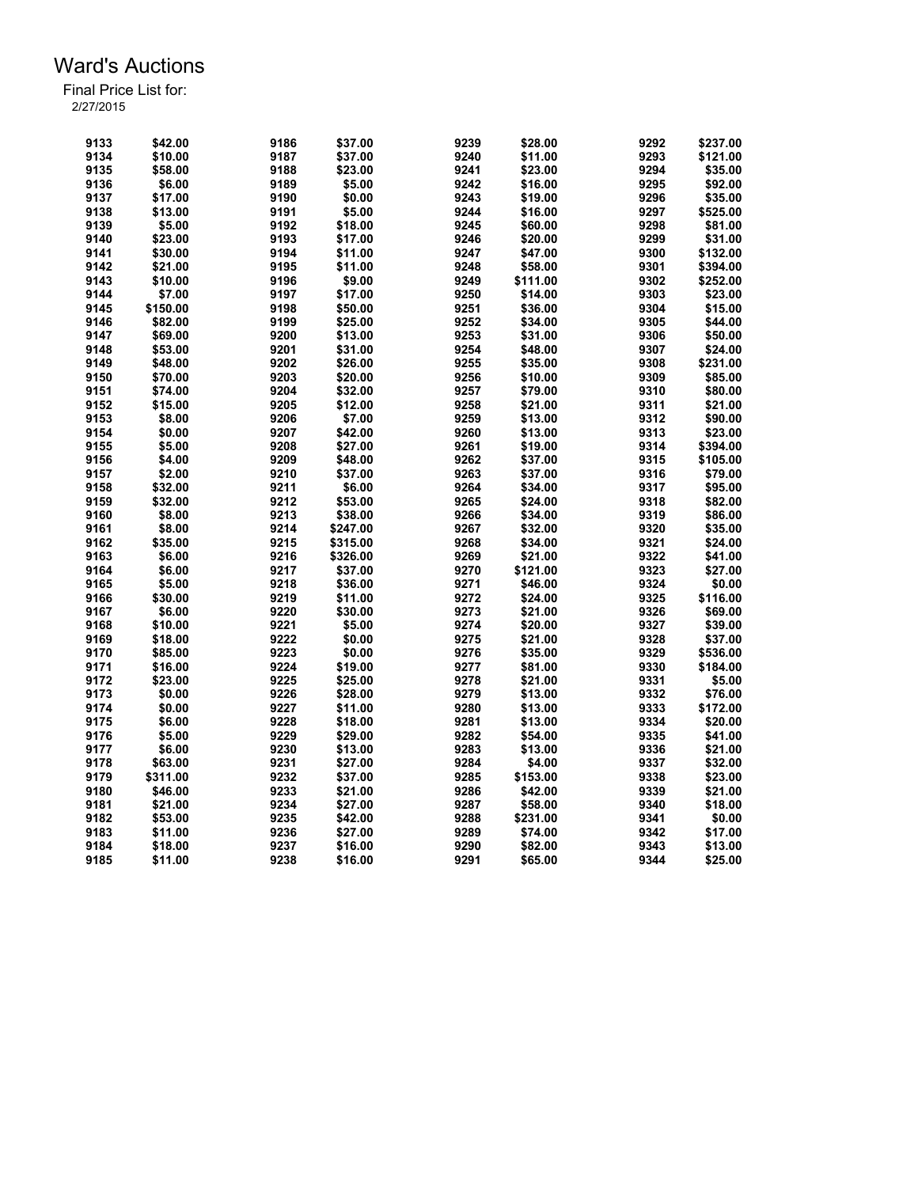# Ward's Auctions

Final Price List for:
2/27/2015

| Lot | Price | Lot | Price | Lot | Price | Lot | Price |
|---|---|---|---|---|---|---|---|
| 9133 | $42.00 | 9186 | $37.00 | 9239 | $28.00 | 9292 | $237.00 |
| 9134 | $10.00 | 9187 | $37.00 | 9240 | $11.00 | 9293 | $121.00 |
| 9135 | $58.00 | 9188 | $23.00 | 9241 | $23.00 | 9294 | $35.00 |
| 9136 | $6.00 | 9189 | $5.00 | 9242 | $16.00 | 9295 | $92.00 |
| 9137 | $17.00 | 9190 | $0.00 | 9243 | $19.00 | 9296 | $35.00 |
| 9138 | $13.00 | 9191 | $5.00 | 9244 | $16.00 | 9297 | $525.00 |
| 9139 | $5.00 | 9192 | $18.00 | 9245 | $60.00 | 9298 | $81.00 |
| 9140 | $23.00 | 9193 | $17.00 | 9246 | $20.00 | 9299 | $31.00 |
| 9141 | $30.00 | 9194 | $11.00 | 9247 | $47.00 | 9300 | $132.00 |
| 9142 | $21.00 | 9195 | $11.00 | 9248 | $58.00 | 9301 | $394.00 |
| 9143 | $10.00 | 9196 | $9.00 | 9249 | $111.00 | 9302 | $252.00 |
| 9144 | $7.00 | 9197 | $17.00 | 9250 | $14.00 | 9303 | $23.00 |
| 9145 | $150.00 | 9198 | $50.00 | 9251 | $36.00 | 9304 | $15.00 |
| 9146 | $82.00 | 9199 | $25.00 | 9252 | $34.00 | 9305 | $44.00 |
| 9147 | $69.00 | 9200 | $13.00 | 9253 | $31.00 | 9306 | $50.00 |
| 9148 | $53.00 | 9201 | $31.00 | 9254 | $48.00 | 9307 | $24.00 |
| 9149 | $48.00 | 9202 | $26.00 | 9255 | $35.00 | 9308 | $231.00 |
| 9150 | $70.00 | 9203 | $20.00 | 9256 | $10.00 | 9309 | $85.00 |
| 9151 | $74.00 | 9204 | $32.00 | 9257 | $79.00 | 9310 | $80.00 |
| 9152 | $15.00 | 9205 | $12.00 | 9258 | $21.00 | 9311 | $21.00 |
| 9153 | $8.00 | 9206 | $7.00 | 9259 | $13.00 | 9312 | $90.00 |
| 9154 | $0.00 | 9207 | $42.00 | 9260 | $13.00 | 9313 | $23.00 |
| 9155 | $5.00 | 9208 | $27.00 | 9261 | $19.00 | 9314 | $394.00 |
| 9156 | $4.00 | 9209 | $48.00 | 9262 | $37.00 | 9315 | $105.00 |
| 9157 | $2.00 | 9210 | $37.00 | 9263 | $37.00 | 9316 | $79.00 |
| 9158 | $32.00 | 9211 | $6.00 | 9264 | $34.00 | 9317 | $95.00 |
| 9159 | $32.00 | 9212 | $53.00 | 9265 | $24.00 | 9318 | $82.00 |
| 9160 | $8.00 | 9213 | $38.00 | 9266 | $34.00 | 9319 | $86.00 |
| 9161 | $8.00 | 9214 | $247.00 | 9267 | $32.00 | 9320 | $35.00 |
| 9162 | $35.00 | 9215 | $315.00 | 9268 | $34.00 | 9321 | $24.00 |
| 9163 | $6.00 | 9216 | $326.00 | 9269 | $21.00 | 9322 | $41.00 |
| 9164 | $6.00 | 9217 | $37.00 | 9270 | $121.00 | 9323 | $27.00 |
| 9165 | $5.00 | 9218 | $36.00 | 9271 | $46.00 | 9324 | $0.00 |
| 9166 | $30.00 | 9219 | $11.00 | 9272 | $24.00 | 9325 | $116.00 |
| 9167 | $6.00 | 9220 | $30.00 | 9273 | $21.00 | 9326 | $69.00 |
| 9168 | $10.00 | 9221 | $5.00 | 9274 | $20.00 | 9327 | $39.00 |
| 9169 | $18.00 | 9222 | $0.00 | 9275 | $21.00 | 9328 | $37.00 |
| 9170 | $85.00 | 9223 | $0.00 | 9276 | $35.00 | 9329 | $536.00 |
| 9171 | $16.00 | 9224 | $19.00 | 9277 | $81.00 | 9330 | $184.00 |
| 9172 | $23.00 | 9225 | $25.00 | 9278 | $21.00 | 9331 | $5.00 |
| 9173 | $0.00 | 9226 | $28.00 | 9279 | $13.00 | 9332 | $76.00 |
| 9174 | $0.00 | 9227 | $11.00 | 9280 | $13.00 | 9333 | $172.00 |
| 9175 | $6.00 | 9228 | $18.00 | 9281 | $13.00 | 9334 | $20.00 |
| 9176 | $5.00 | 9229 | $29.00 | 9282 | $54.00 | 9335 | $41.00 |
| 9177 | $6.00 | 9230 | $13.00 | 9283 | $13.00 | 9336 | $21.00 |
| 9178 | $63.00 | 9231 | $27.00 | 9284 | $4.00 | 9337 | $32.00 |
| 9179 | $311.00 | 9232 | $37.00 | 9285 | $153.00 | 9338 | $23.00 |
| 9180 | $46.00 | 9233 | $21.00 | 9286 | $42.00 | 9339 | $21.00 |
| 9181 | $21.00 | 9234 | $27.00 | 9287 | $58.00 | 9340 | $18.00 |
| 9182 | $53.00 | 9235 | $42.00 | 9288 | $231.00 | 9341 | $0.00 |
| 9183 | $11.00 | 9236 | $27.00 | 9289 | $74.00 | 9342 | $17.00 |
| 9184 | $18.00 | 9237 | $16.00 | 9290 | $82.00 | 9343 | $13.00 |
| 9185 | $11.00 | 9238 | $16.00 | 9291 | $65.00 | 9344 | $25.00 |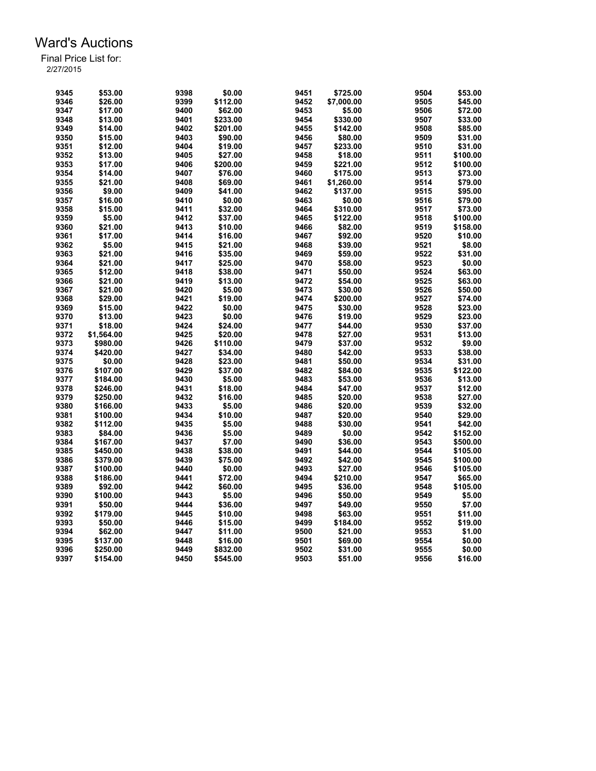# Ward's Auctions

Final Price List for:
2/27/2015

| Lot | Price | Lot | Price | Lot | Price | Lot | Price |
|---|---|---|---|---|---|---|---|
| 9345 | $53.00 | 9398 | $0.00 | 9451 | $725.00 | 9504 | $53.00 |
| 9346 | $26.00 | 9399 | $112.00 | 9452 | $7,000.00 | 9505 | $45.00 |
| 9347 | $17.00 | 9400 | $62.00 | 9453 | $5.00 | 9506 | $72.00 |
| 9348 | $13.00 | 9401 | $233.00 | 9454 | $330.00 | 9507 | $33.00 |
| 9349 | $14.00 | 9402 | $201.00 | 9455 | $142.00 | 9508 | $85.00 |
| 9350 | $15.00 | 9403 | $90.00 | 9456 | $80.00 | 9509 | $31.00 |
| 9351 | $12.00 | 9404 | $19.00 | 9457 | $233.00 | 9510 | $31.00 |
| 9352 | $13.00 | 9405 | $27.00 | 9458 | $18.00 | 9511 | $100.00 |
| 9353 | $17.00 | 9406 | $200.00 | 9459 | $221.00 | 9512 | $100.00 |
| 9354 | $14.00 | 9407 | $76.00 | 9460 | $175.00 | 9513 | $73.00 |
| 9355 | $21.00 | 9408 | $69.00 | 9461 | $1,260.00 | 9514 | $79.00 |
| 9356 | $9.00 | 9409 | $41.00 | 9462 | $137.00 | 9515 | $95.00 |
| 9357 | $16.00 | 9410 | $0.00 | 9463 | $0.00 | 9516 | $79.00 |
| 9358 | $15.00 | 9411 | $32.00 | 9464 | $310.00 | 9517 | $73.00 |
| 9359 | $5.00 | 9412 | $37.00 | 9465 | $122.00 | 9518 | $100.00 |
| 9360 | $21.00 | 9413 | $10.00 | 9466 | $82.00 | 9519 | $158.00 |
| 9361 | $17.00 | 9414 | $16.00 | 9467 | $92.00 | 9520 | $10.00 |
| 9362 | $5.00 | 9415 | $21.00 | 9468 | $39.00 | 9521 | $8.00 |
| 9363 | $21.00 | 9416 | $35.00 | 9469 | $59.00 | 9522 | $31.00 |
| 9364 | $21.00 | 9417 | $25.00 | 9470 | $58.00 | 9523 | $0.00 |
| 9365 | $12.00 | 9418 | $38.00 | 9471 | $50.00 | 9524 | $63.00 |
| 9366 | $21.00 | 9419 | $13.00 | 9472 | $54.00 | 9525 | $63.00 |
| 9367 | $21.00 | 9420 | $5.00 | 9473 | $30.00 | 9526 | $50.00 |
| 9368 | $29.00 | 9421 | $19.00 | 9474 | $200.00 | 9527 | $74.00 |
| 9369 | $15.00 | 9422 | $0.00 | 9475 | $30.00 | 9528 | $23.00 |
| 9370 | $13.00 | 9423 | $0.00 | 9476 | $19.00 | 9529 | $23.00 |
| 9371 | $18.00 | 9424 | $24.00 | 9477 | $44.00 | 9530 | $37.00 |
| 9372 | $1,564.00 | 9425 | $20.00 | 9478 | $27.00 | 9531 | $13.00 |
| 9373 | $980.00 | 9426 | $110.00 | 9479 | $37.00 | 9532 | $9.00 |
| 9374 | $420.00 | 9427 | $34.00 | 9480 | $42.00 | 9533 | $38.00 |
| 9375 | $0.00 | 9428 | $23.00 | 9481 | $50.00 | 9534 | $31.00 |
| 9376 | $107.00 | 9429 | $37.00 | 9482 | $84.00 | 9535 | $122.00 |
| 9377 | $184.00 | 9430 | $5.00 | 9483 | $53.00 | 9536 | $13.00 |
| 9378 | $246.00 | 9431 | $18.00 | 9484 | $47.00 | 9537 | $12.00 |
| 9379 | $250.00 | 9432 | $16.00 | 9485 | $20.00 | 9538 | $27.00 |
| 9380 | $166.00 | 9433 | $5.00 | 9486 | $20.00 | 9539 | $32.00 |
| 9381 | $100.00 | 9434 | $10.00 | 9487 | $20.00 | 9540 | $29.00 |
| 9382 | $112.00 | 9435 | $5.00 | 9488 | $30.00 | 9541 | $42.00 |
| 9383 | $84.00 | 9436 | $5.00 | 9489 | $0.00 | 9542 | $152.00 |
| 9384 | $167.00 | 9437 | $7.00 | 9490 | $36.00 | 9543 | $500.00 |
| 9385 | $450.00 | 9438 | $38.00 | 9491 | $44.00 | 9544 | $105.00 |
| 9386 | $379.00 | 9439 | $75.00 | 9492 | $42.00 | 9545 | $100.00 |
| 9387 | $100.00 | 9440 | $0.00 | 9493 | $27.00 | 9546 | $105.00 |
| 9388 | $186.00 | 9441 | $72.00 | 9494 | $210.00 | 9547 | $65.00 |
| 9389 | $92.00 | 9442 | $60.00 | 9495 | $36.00 | 9548 | $105.00 |
| 9390 | $100.00 | 9443 | $5.00 | 9496 | $50.00 | 9549 | $5.00 |
| 9391 | $50.00 | 9444 | $36.00 | 9497 | $49.00 | 9550 | $7.00 |
| 9392 | $179.00 | 9445 | $10.00 | 9498 | $63.00 | 9551 | $11.00 |
| 9393 | $50.00 | 9446 | $15.00 | 9499 | $184.00 | 9552 | $19.00 |
| 9394 | $62.00 | 9447 | $11.00 | 9500 | $21.00 | 9553 | $1.00 |
| 9395 | $137.00 | 9448 | $16.00 | 9501 | $69.00 | 9554 | $0.00 |
| 9396 | $250.00 | 9449 | $832.00 | 9502 | $31.00 | 9555 | $0.00 |
| 9397 | $154.00 | 9450 | $545.00 | 9503 | $51.00 | 9556 | $16.00 |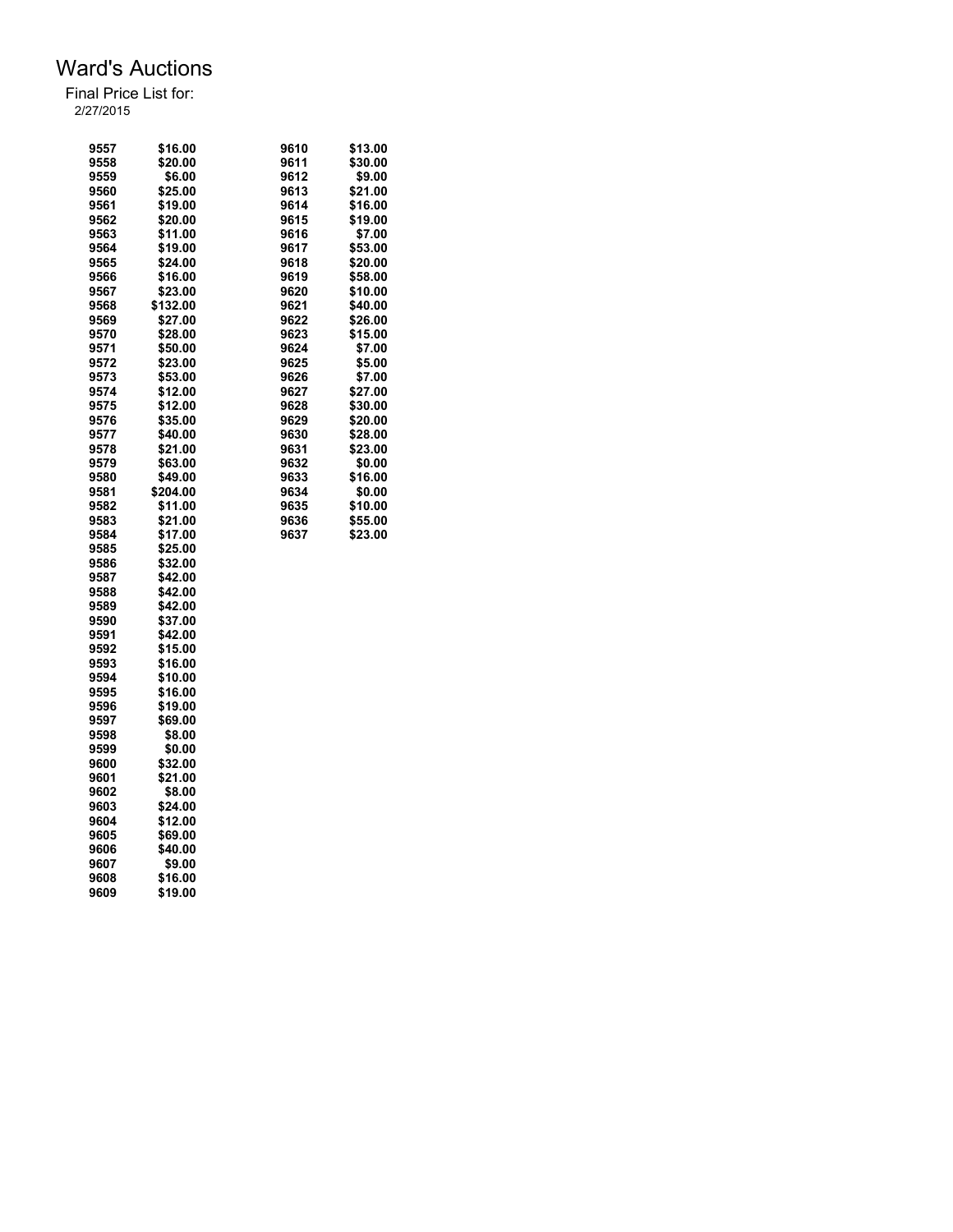# Ward's Auctions

Final Price List for:
2/27/2015

| | |
|---|---|
| 9557 | $16.00 |
| 9558 | $20.00 |
| 9559 | $6.00 |
| 9560 | $25.00 |
| 9561 | $19.00 |
| 9562 | $20.00 |
| 9563 | $11.00 |
| 9564 | $19.00 |
| 9565 | $24.00 |
| 9566 | $16.00 |
| 9567 | $23.00 |
| 9568 | $132.00 |
| 9569 | $27.00 |
| 9570 | $28.00 |
| 9571 | $50.00 |
| 9572 | $23.00 |
| 9573 | $53.00 |
| 9574 | $12.00 |
| 9575 | $12.00 |
| 9576 | $35.00 |
| 9577 | $40.00 |
| 9578 | $21.00 |
| 9579 | $63.00 |
| 9580 | $49.00 |
| 9581 | $204.00 |
| 9582 | $11.00 |
| 9583 | $21.00 |
| 9584 | $17.00 |
| 9585 | $25.00 |
| 9586 | $32.00 |
| 9587 | $42.00 |
| 9588 | $42.00 |
| 9589 | $42.00 |
| 9590 | $37.00 |
| 9591 | $42.00 |
| 9592 | $15.00 |
| 9593 | $16.00 |
| 9594 | $10.00 |
| 9595 | $16.00 |
| 9596 | $19.00 |
| 9597 | $69.00 |
| 9598 | $8.00 |
| 9599 | $0.00 |
| 9600 | $32.00 |
| 9601 | $21.00 |
| 9602 | $8.00 |
| 9603 | $24.00 |
| 9604 | $12.00 |
| 9605 | $69.00 |
| 9606 | $40.00 |
| 9607 | $9.00 |
| 9608 | $16.00 |
| 9609 | $19.00 |
| 9610 | $13.00 |
| 9611 | $30.00 |
| 9612 | $9.00 |
| 9613 | $21.00 |
| 9614 | $16.00 |
| 9615 | $19.00 |
| 9616 | $7.00 |
| 9617 | $53.00 |
| 9618 | $20.00 |
| 9619 | $58.00 |
| 9620 | $10.00 |
| 9621 | $40.00 |
| 9622 | $26.00 |
| 9623 | $15.00 |
| 9624 | $7.00 |
| 9625 | $5.00 |
| 9626 | $7.00 |
| 9627 | $27.00 |
| 9628 | $30.00 |
| 9629 | $20.00 |
| 9630 | $28.00 |
| 9631 | $23.00 |
| 9632 | $0.00 |
| 9633 | $16.00 |
| 9634 | $0.00 |
| 9635 | $10.00 |
| 9636 | $55.00 |
| 9637 | $23.00 |